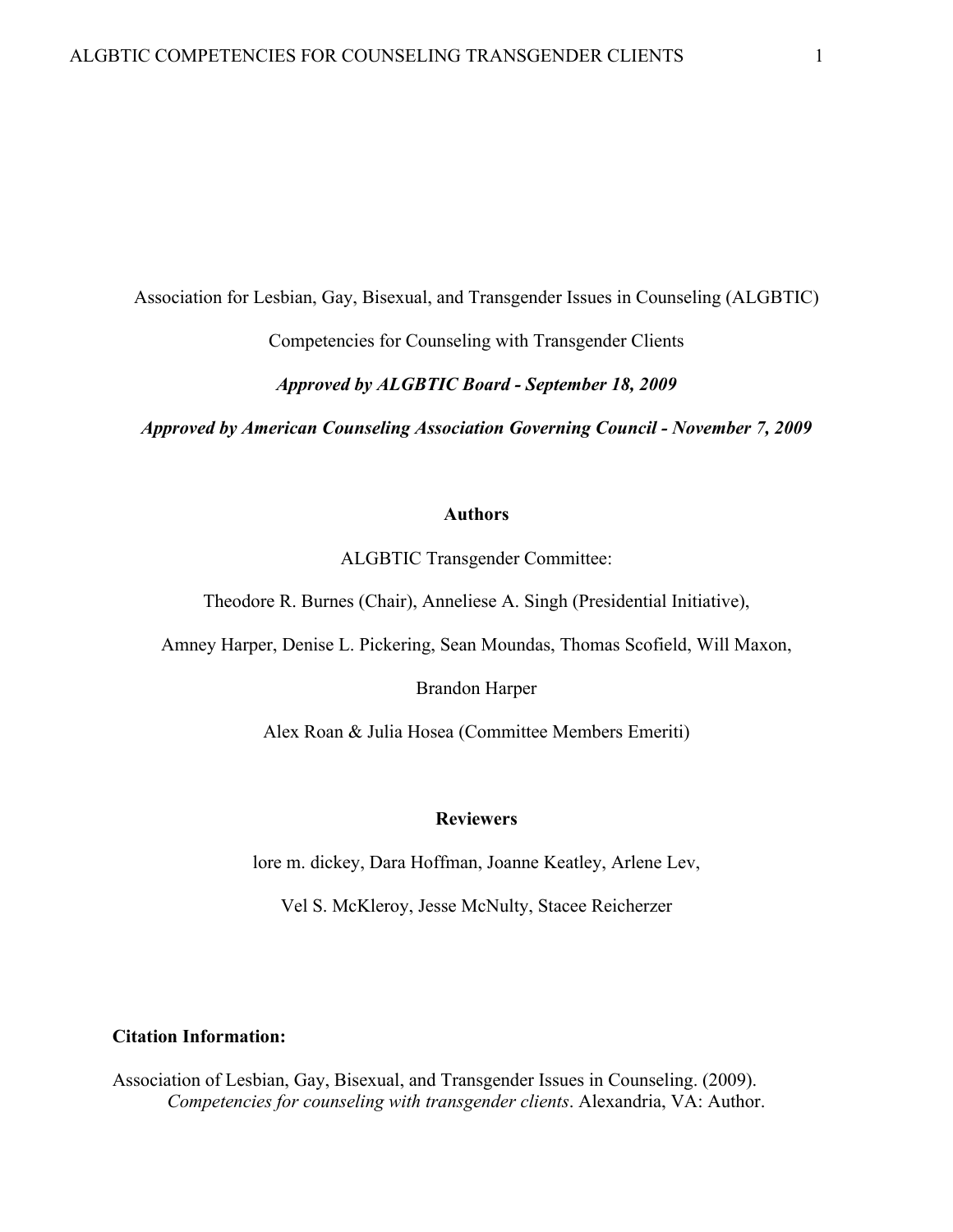Association for Lesbian, Gay, Bisexual, and Transgender Issues in Counseling (ALGBTIC)

Competencies for Counseling with Transgender Clients

***Approved by ALGBTIC Board - September 18, 2009***

***Approved by American Counseling Association Governing Council - November 7, 2009***

**Authors**

ALGBTIC Transgender Committee:

Theodore R. Burnes (Chair), Anneliese A. Singh (Presidential Initiative),

Amney Harper, Denise L. Pickering, Sean Moundas, Thomas Scofield, Will Maxon,

Brandon Harper

Alex Roan & Julia Hosea (Committee Members Emeriti)

**Reviewers**

lore m. dickey, Dara Hoffman, Joanne Keatley, Arlene Lev,

Vel S. McKleroy, Jesse McNulty, Stacee Reicherzer

**Citation Information:**

Association of Lesbian, Gay, Bisexual, and Transgender Issues in Counseling. (2009). *Competencies for counseling with transgender clients*. Alexandria, VA: Author.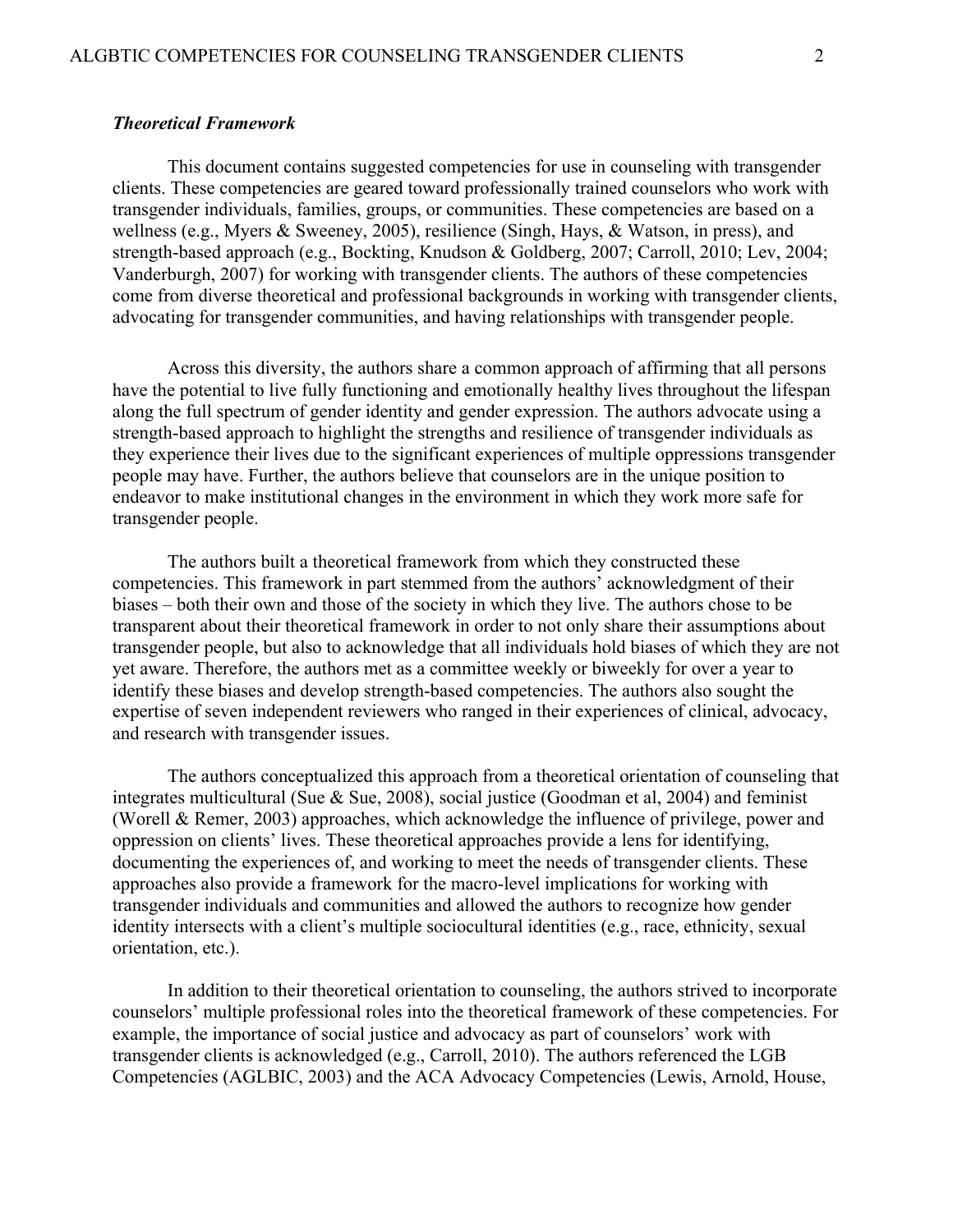### *Theoretical Framework*

This document contains suggested competencies for use in counseling with transgender clients. These competencies are geared toward professionally trained counselors who work with transgender individuals, families, groups, or communities. These competencies are based on a wellness (e.g., Myers & Sweeney, 2005), resilience (Singh, Hays, & Watson, in press), and strength-based approach (e.g., Bockting, Knudson & Goldberg, 2007; Carroll, 2010; Lev, 2004; Vanderburgh, 2007) for working with transgender clients. The authors of these competencies come from diverse theoretical and professional backgrounds in working with transgender clients, advocating for transgender communities, and having relationships with transgender people.

Across this diversity, the authors share a common approach of affirming that all persons have the potential to live fully functioning and emotionally healthy lives throughout the lifespan along the full spectrum of gender identity and gender expression. The authors advocate using a strength-based approach to highlight the strengths and resilience of transgender individuals as they experience their lives due to the significant experiences of multiple oppressions transgender people may have. Further, the authors believe that counselors are in the unique position to endeavor to make institutional changes in the environment in which they work more safe for transgender people.

The authors built a theoretical framework from which they constructed these competencies. This framework in part stemmed from the authors' acknowledgment of their biases – both their own and those of the society in which they live. The authors chose to be transparent about their theoretical framework in order to not only share their assumptions about transgender people, but also to acknowledge that all individuals hold biases of which they are not yet aware. Therefore, the authors met as a committee weekly or biweekly for over a year to identify these biases and develop strength-based competencies. The authors also sought the expertise of seven independent reviewers who ranged in their experiences of clinical, advocacy, and research with transgender issues.

The authors conceptualized this approach from a theoretical orientation of counseling that integrates multicultural (Sue & Sue, 2008), social justice (Goodman et al, 2004) and feminist (Worell & Remer, 2003) approaches, which acknowledge the influence of privilege, power and oppression on clients' lives. These theoretical approaches provide a lens for identifying, documenting the experiences of, and working to meet the needs of transgender clients. These approaches also provide a framework for the macro-level implications for working with transgender individuals and communities and allowed the authors to recognize how gender identity intersects with a client's multiple sociocultural identities (e.g., race, ethnicity, sexual orientation, etc.).

In addition to their theoretical orientation to counseling, the authors strived to incorporate counselors' multiple professional roles into the theoretical framework of these competencies. For example, the importance of social justice and advocacy as part of counselors' work with transgender clients is acknowledged (e.g., Carroll, 2010). The authors referenced the LGB Competencies (AGLBIC, 2003) and the ACA Advocacy Competencies (Lewis, Arnold, House,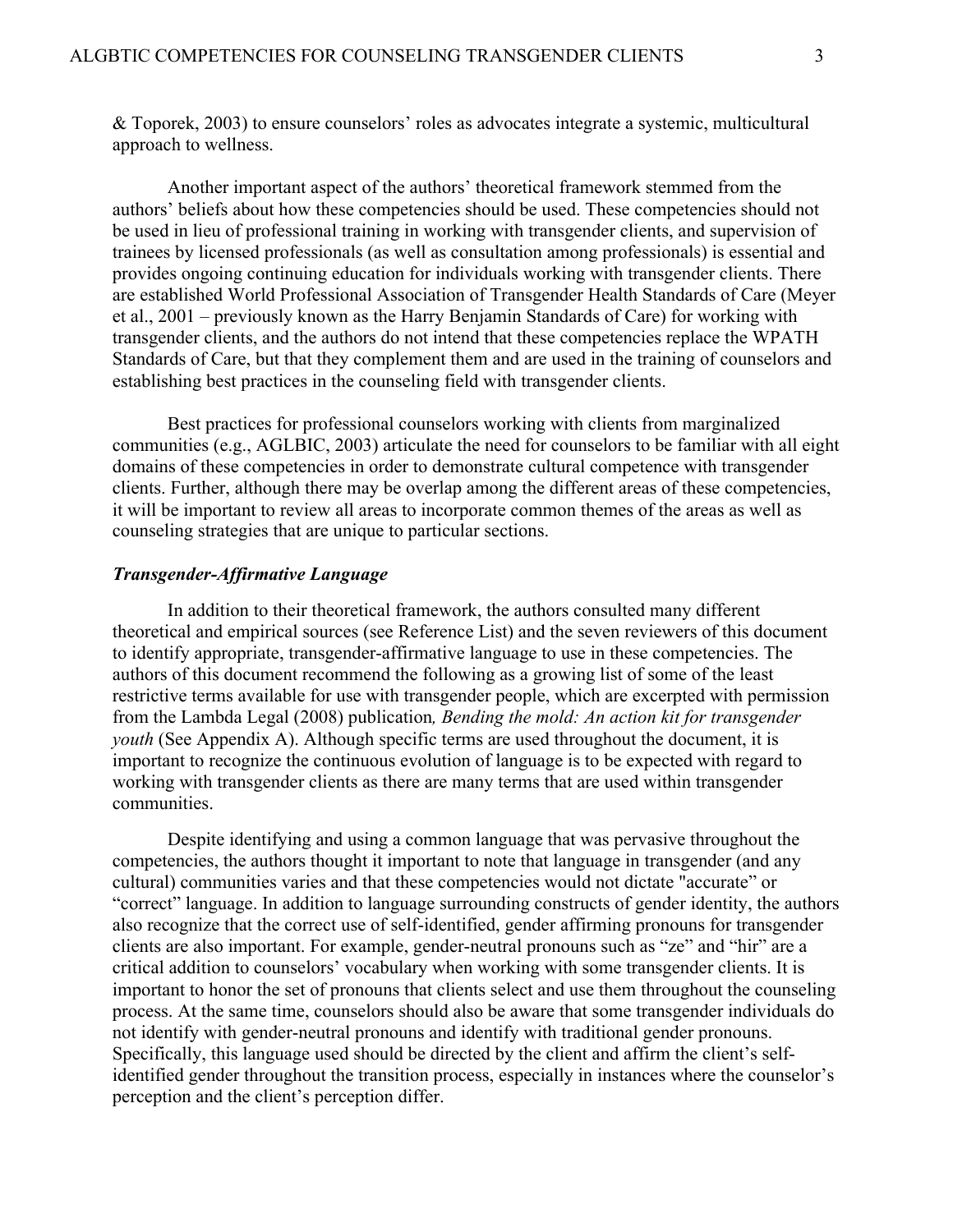& Toporek, 2003) to ensure counselors' roles as advocates integrate a systemic, multicultural approach to wellness.

Another important aspect of the authors' theoretical framework stemmed from the authors' beliefs about how these competencies should be used. These competencies should not be used in lieu of professional training in working with transgender clients, and supervision of trainees by licensed professionals (as well as consultation among professionals) is essential and provides ongoing continuing education for individuals working with transgender clients. There are established World Professional Association of Transgender Health Standards of Care (Meyer et al., 2001 – previously known as the Harry Benjamin Standards of Care) for working with transgender clients, and the authors do not intend that these competencies replace the WPATH Standards of Care, but that they complement them and are used in the training of counselors and establishing best practices in the counseling field with transgender clients.

Best practices for professional counselors working with clients from marginalized communities (e.g., AGLBIC, 2003) articulate the need for counselors to be familiar with all eight domains of these competencies in order to demonstrate cultural competence with transgender clients. Further, although there may be overlap among the different areas of these competencies, it will be important to review all areas to incorporate common themes of the areas as well as counseling strategies that are unique to particular sections.

### *Transgender-Affirmative Language*

In addition to their theoretical framework, the authors consulted many different theoretical and empirical sources (see Reference List) and the seven reviewers of this document to identify appropriate, transgender-affirmative language to use in these competencies. The authors of this document recommend the following as a growing list of some of the least restrictive terms available for use with transgender people, which are excerpted with permission from the Lambda Legal (2008) publication*, Bending the mold: An action kit for transgender youth* (See Appendix A). Although specific terms are used throughout the document, it is important to recognize the continuous evolution of language is to be expected with regard to working with transgender clients as there are many terms that are used within transgender communities.

Despite identifying and using a common language that was pervasive throughout the competencies, the authors thought it important to note that language in transgender (and any cultural) communities varies and that these competencies would not dictate "accurate" or "correct" language. In addition to language surrounding constructs of gender identity, the authors also recognize that the correct use of self-identified, gender affirming pronouns for transgender clients are also important. For example, gender-neutral pronouns such as "ze" and "hir" are a critical addition to counselors' vocabulary when working with some transgender clients. It is important to honor the set of pronouns that clients select and use them throughout the counseling process. At the same time, counselors should also be aware that some transgender individuals do not identify with gender-neutral pronouns and identify with traditional gender pronouns. Specifically, this language used should be directed by the client and affirm the client's self-identified gender throughout the transition process, especially in instances where the counselor's perception and the client's perception differ.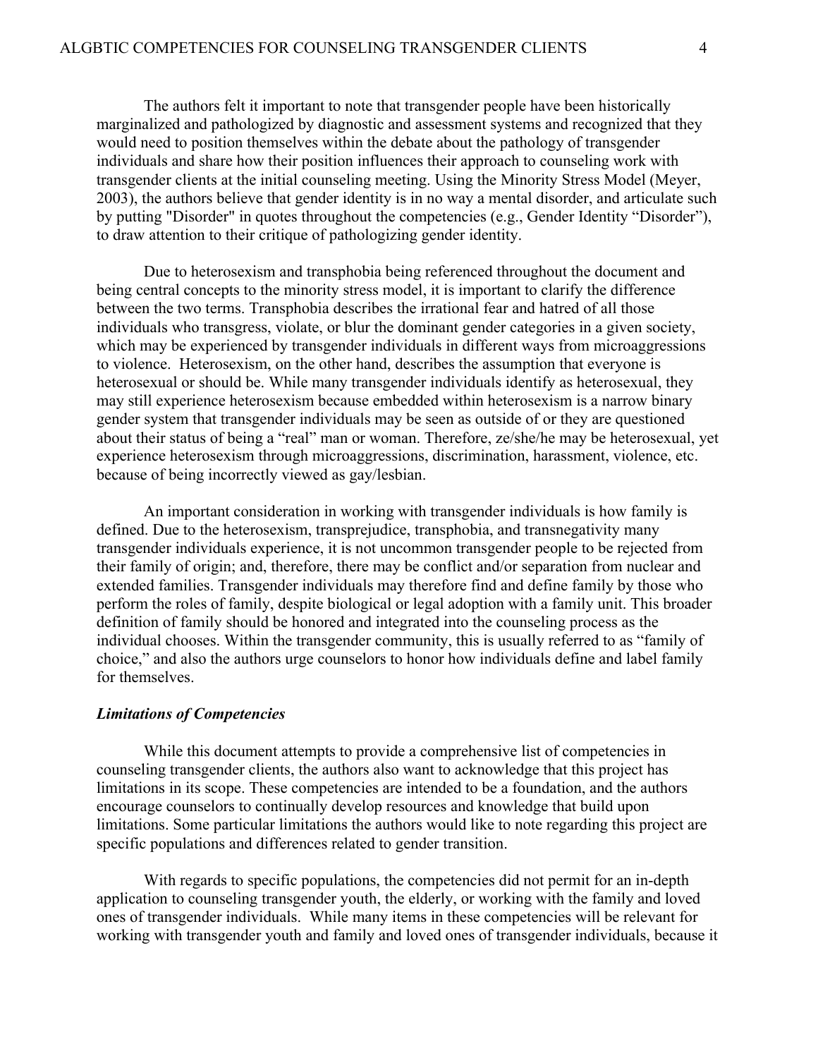The authors felt it important to note that transgender people have been historically marginalized and pathologized by diagnostic and assessment systems and recognized that they would need to position themselves within the debate about the pathology of transgender individuals and share how their position influences their approach to counseling work with transgender clients at the initial counseling meeting. Using the Minority Stress Model (Meyer, 2003), the authors believe that gender identity is in no way a mental disorder, and articulate such by putting "Disorder" in quotes throughout the competencies (e.g., Gender Identity "Disorder"), to draw attention to their critique of pathologizing gender identity.

Due to heterosexism and transphobia being referenced throughout the document and being central concepts to the minority stress model, it is important to clarify the difference between the two terms. Transphobia describes the irrational fear and hatred of all those individuals who transgress, violate, or blur the dominant gender categories in a given society, which may be experienced by transgender individuals in different ways from microaggressions to violence. Heterosexism, on the other hand, describes the assumption that everyone is heterosexual or should be. While many transgender individuals identify as heterosexual, they may still experience heterosexism because embedded within heterosexism is a narrow binary gender system that transgender individuals may be seen as outside of or they are questioned about their status of being a "real" man or woman. Therefore, ze/she/he may be heterosexual, yet experience heterosexism through microaggressions, discrimination, harassment, violence, etc. because of being incorrectly viewed as gay/lesbian.

An important consideration in working with transgender individuals is how family is defined. Due to the heterosexism, transprejudice, transphobia, and transnegativity many transgender individuals experience, it is not uncommon transgender people to be rejected from their family of origin; and, therefore, there may be conflict and/or separation from nuclear and extended families. Transgender individuals may therefore find and define family by those who perform the roles of family, despite biological or legal adoption with a family unit. This broader definition of family should be honored and integrated into the counseling process as the individual chooses. Within the transgender community, this is usually referred to as "family of choice," and also the authors urge counselors to honor how individuals define and label family for themselves.

### *Limitations of Competencies*

While this document attempts to provide a comprehensive list of competencies in counseling transgender clients, the authors also want to acknowledge that this project has limitations in its scope. These competencies are intended to be a foundation, and the authors encourage counselors to continually develop resources and knowledge that build upon limitations. Some particular limitations the authors would like to note regarding this project are specific populations and differences related to gender transition.

With regards to specific populations, the competencies did not permit for an in-depth application to counseling transgender youth, the elderly, or working with the family and loved ones of transgender individuals. While many items in these competencies will be relevant for working with transgender youth and family and loved ones of transgender individuals, because it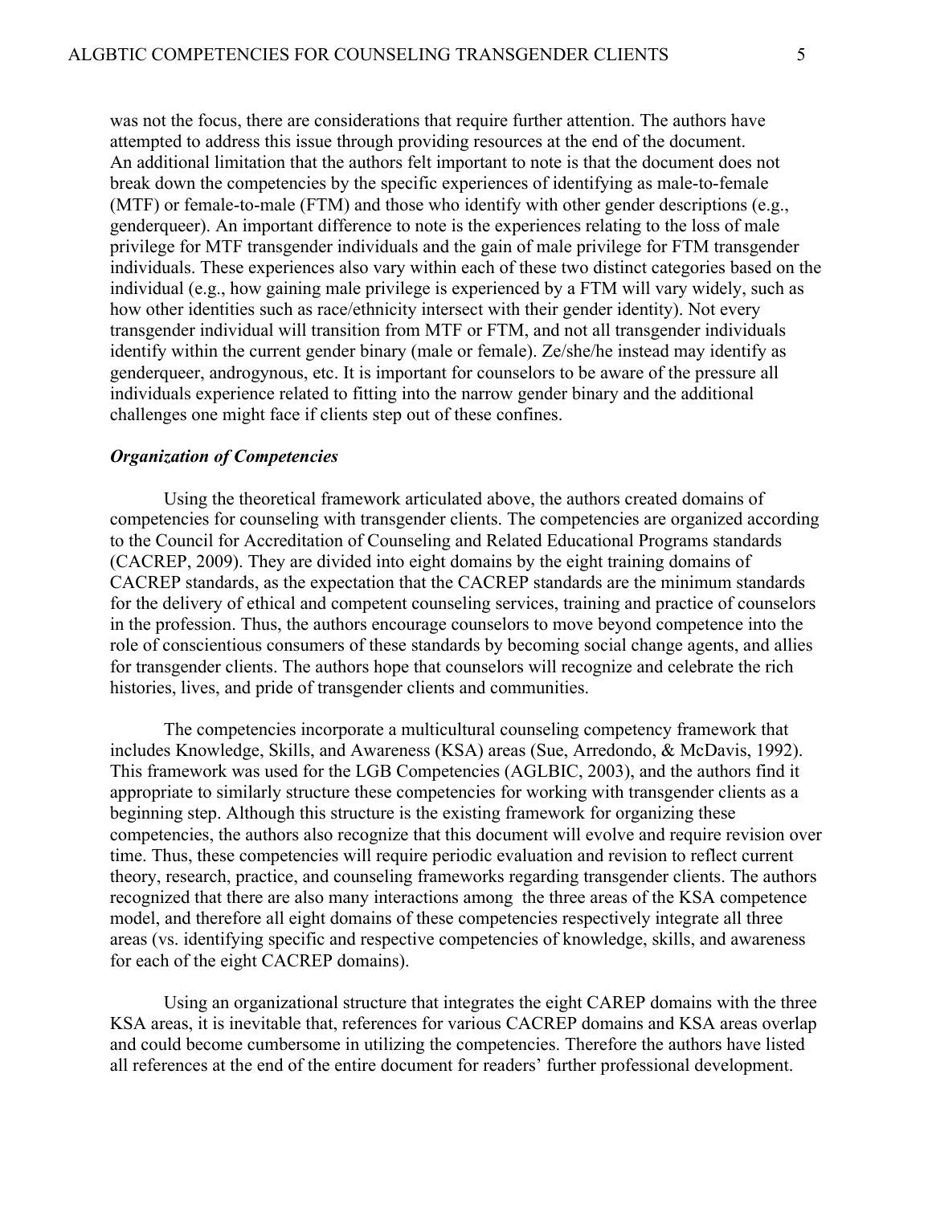was not the focus, there are considerations that require further attention. The authors have attempted to address this issue through providing resources at the end of the document. An additional limitation that the authors felt important to note is that the document does not break down the competencies by the specific experiences of identifying as male-to-female (MTF) or female-to-male (FTM) and those who identify with other gender descriptions (e.g., genderqueer). An important difference to note is the experiences relating to the loss of male privilege for MTF transgender individuals and the gain of male privilege for FTM transgender individuals. These experiences also vary within each of these two distinct categories based on the individual (e.g., how gaining male privilege is experienced by a FTM will vary widely, such as how other identities such as race/ethnicity intersect with their gender identity). Not every transgender individual will transition from MTF or FTM, and not all transgender individuals identify within the current gender binary (male or female). Ze/she/he instead may identify as genderqueer, androgynous, etc. It is important for counselors to be aware of the pressure all individuals experience related to fitting into the narrow gender binary and the additional challenges one might face if clients step out of these confines.

### ***Organization of Competencies***

Using the theoretical framework articulated above, the authors created domains of competencies for counseling with transgender clients. The competencies are organized according to the Council for Accreditation of Counseling and Related Educational Programs standards (CACREP, 2009). They are divided into eight domains by the eight training domains of CACREP standards, as the expectation that the CACREP standards are the minimum standards for the delivery of ethical and competent counseling services, training and practice of counselors in the profession. Thus, the authors encourage counselors to move beyond competence into the role of conscientious consumers of these standards by becoming social change agents, and allies for transgender clients. The authors hope that counselors will recognize and celebrate the rich histories, lives, and pride of transgender clients and communities.

The competencies incorporate a multicultural counseling competency framework that includes Knowledge, Skills, and Awareness (KSA) areas (Sue, Arredondo, & McDavis, 1992). This framework was used for the LGB Competencies (AGLBIC, 2003), and the authors find it appropriate to similarly structure these competencies for working with transgender clients as a beginning step. Although this structure is the existing framework for organizing these competencies, the authors also recognize that this document will evolve and require revision over time. Thus, these competencies will require periodic evaluation and revision to reflect current theory, research, practice, and counseling frameworks regarding transgender clients. The authors recognized that there are also many interactions among the three areas of the KSA competence model, and therefore all eight domains of these competencies respectively integrate all three areas (vs. identifying specific and respective competencies of knowledge, skills, and awareness for each of the eight CACREP domains).

Using an organizational structure that integrates the eight CAREP domains with the three KSA areas, it is inevitable that, references for various CACREP domains and KSA areas overlap and could become cumbersome in utilizing the competencies. Therefore the authors have listed all references at the end of the entire document for readers' further professional development.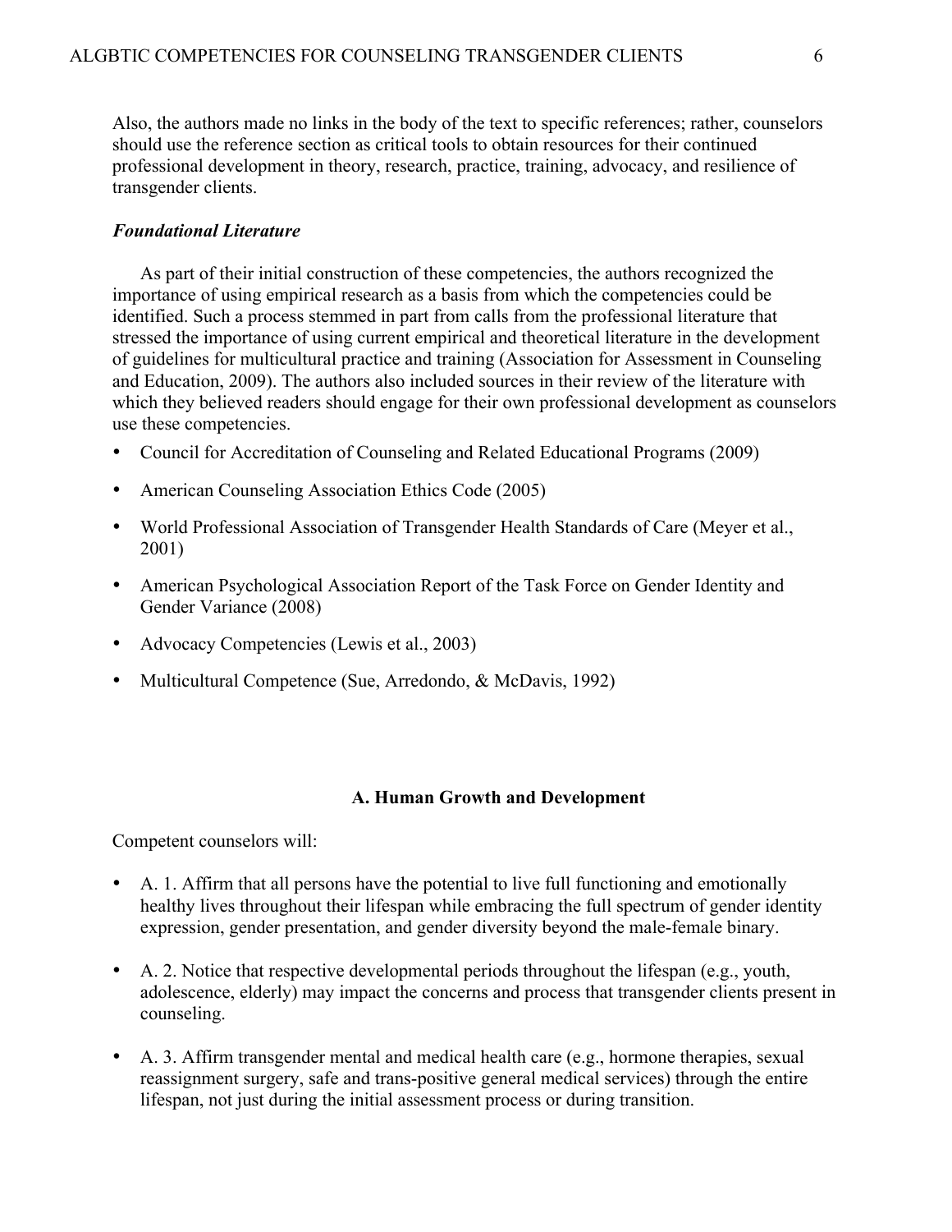Also, the authors made no links in the body of the text to specific references; rather, counselors should use the reference section as critical tools to obtain resources for their continued professional development in theory, research, practice, training, advocacy, and resilience of transgender clients.

### *Foundational Literature*

As part of their initial construction of these competencies, the authors recognized the importance of using empirical research as a basis from which the competencies could be identified. Such a process stemmed in part from calls from the professional literature that stressed the importance of using current empirical and theoretical literature in the development of guidelines for multicultural practice and training (Association for Assessment in Counseling and Education, 2009). The authors also included sources in their review of the literature with which they believed readers should engage for their own professional development as counselors use these competencies.

- Council for Accreditation of Counseling and Related Educational Programs (2009)
- American Counseling Association Ethics Code (2005)
- World Professional Association of Transgender Health Standards of Care (Meyer et al., 2001)
- American Psychological Association Report of the Task Force on Gender Identity and Gender Variance (2008)
- Advocacy Competencies (Lewis et al., 2003)
- Multicultural Competence (Sue, Arredondo, & McDavis, 1992)

## A. Human Growth and Development

Competent counselors will:

- A. 1. Affirm that all persons have the potential to live full functioning and emotionally healthy lives throughout their lifespan while embracing the full spectrum of gender identity expression, gender presentation, and gender diversity beyond the male-female binary.
- A. 2. Notice that respective developmental periods throughout the lifespan (e.g., youth, adolescence, elderly) may impact the concerns and process that transgender clients present in counseling.
- A. 3. Affirm transgender mental and medical health care (e.g., hormone therapies, sexual reassignment surgery, safe and trans-positive general medical services) through the entire lifespan, not just during the initial assessment process or during transition.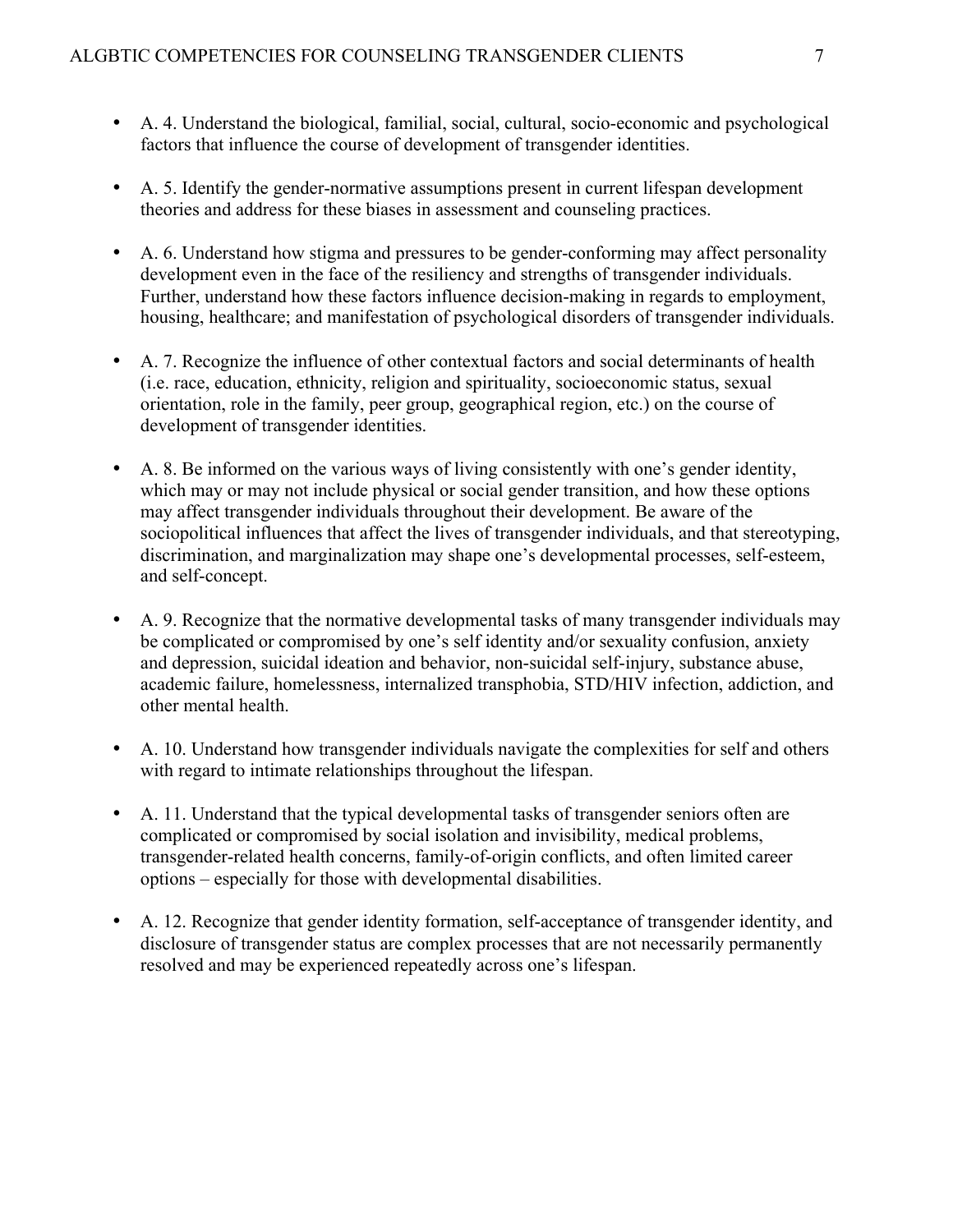- A. 4. Understand the biological, familial, social, cultural, socio-economic and psychological factors that influence the course of development of transgender identities.

- A. 5. Identify the gender-normative assumptions present in current lifespan development theories and address for these biases in assessment and counseling practices.

- A. 6. Understand how stigma and pressures to be gender-conforming may affect personality development even in the face of the resiliency and strengths of transgender individuals. Further, understand how these factors influence decision-making in regards to employment, housing, healthcare; and manifestation of psychological disorders of transgender individuals.

- A. 7. Recognize the influence of other contextual factors and social determinants of health (i.e. race, education, ethnicity, religion and spirituality, socioeconomic status, sexual orientation, role in the family, peer group, geographical region, etc.) on the course of development of transgender identities.

- A. 8. Be informed on the various ways of living consistently with one's gender identity, which may or may not include physical or social gender transition, and how these options may affect transgender individuals throughout their development. Be aware of the sociopolitical influences that affect the lives of transgender individuals, and that stereotyping, discrimination, and marginalization may shape one's developmental processes, self-esteem, and self-concept.

- A. 9. Recognize that the normative developmental tasks of many transgender individuals may be complicated or compromised by one's self identity and/or sexuality confusion, anxiety and depression, suicidal ideation and behavior, non-suicidal self-injury, substance abuse, academic failure, homelessness, internalized transphobia, STD/HIV infection, addiction, and other mental health.

- A. 10. Understand how transgender individuals navigate the complexities for self and others with regard to intimate relationships throughout the lifespan.

- A. 11. Understand that the typical developmental tasks of transgender seniors often are complicated or compromised by social isolation and invisibility, medical problems, transgender-related health concerns, family-of-origin conflicts, and often limited career options – especially for those with developmental disabilities.

- A. 12. Recognize that gender identity formation, self-acceptance of transgender identity, and disclosure of transgender status are complex processes that are not necessarily permanently resolved and may be experienced repeatedly across one's lifespan.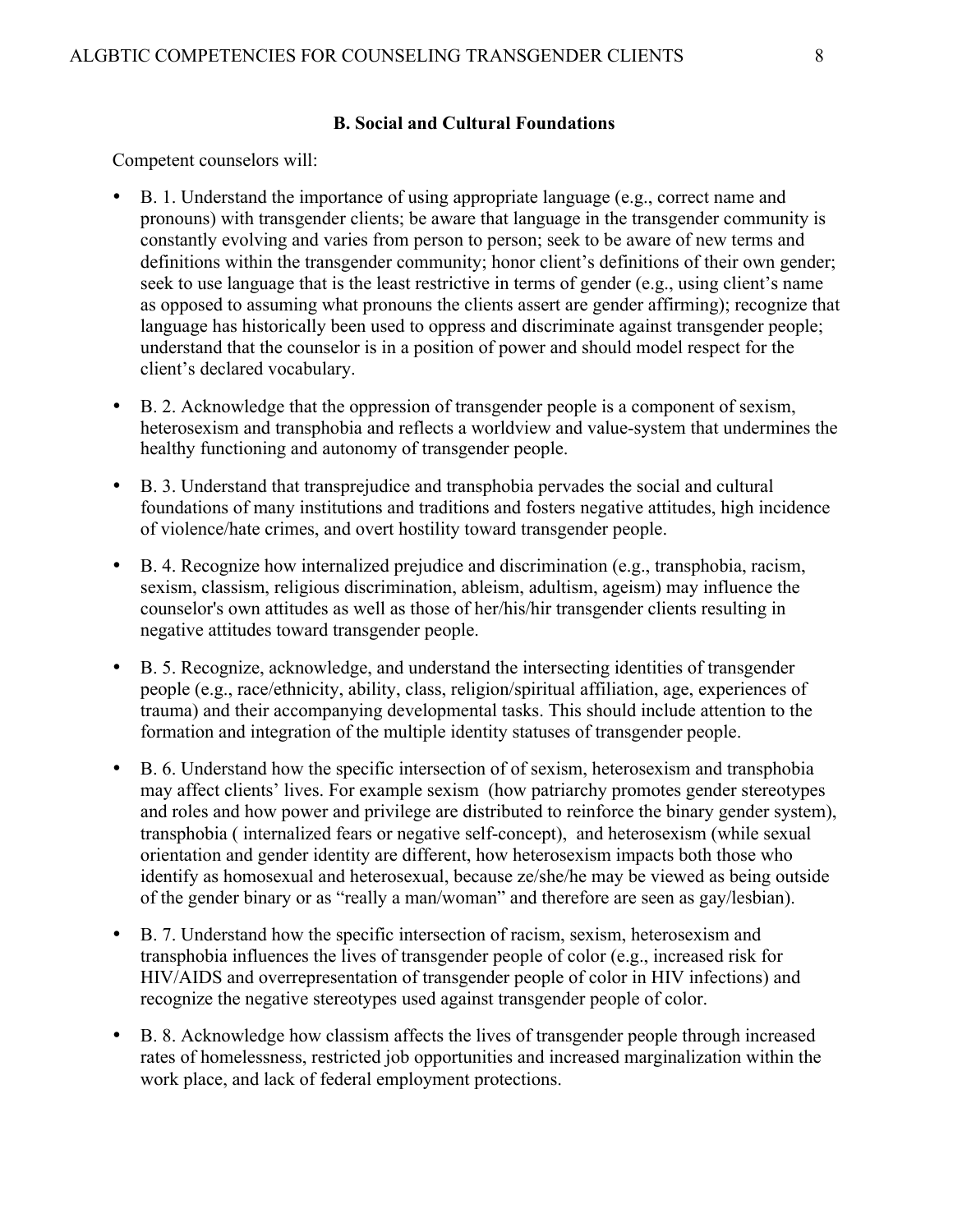**B. Social and Cultural Foundations**

Competent counselors will:

- B. 1. Understand the importance of using appropriate language (e.g., correct name and pronouns) with transgender clients; be aware that language in the transgender community is constantly evolving and varies from person to person; seek to be aware of new terms and definitions within the transgender community; honor client's definitions of their own gender; seek to use language that is the least restrictive in terms of gender (e.g., using client's name as opposed to assuming what pronouns the clients assert are gender affirming); recognize that language has historically been used to oppress and discriminate against transgender people; understand that the counselor is in a position of power and should model respect for the client's declared vocabulary.
- B. 2. Acknowledge that the oppression of transgender people is a component of sexism, heterosexism and transphobia and reflects a worldview and value-system that undermines the healthy functioning and autonomy of transgender people.
- B. 3. Understand that transprejudice and transphobia pervades the social and cultural foundations of many institutions and traditions and fosters negative attitudes, high incidence of violence/hate crimes, and overt hostility toward transgender people.
- B. 4. Recognize how internalized prejudice and discrimination (e.g., transphobia, racism, sexism, classism, religious discrimination, ableism, adultism, ageism) may influence the counselor's own attitudes as well as those of her/his/hir transgender clients resulting in negative attitudes toward transgender people.
- B. 5. Recognize, acknowledge, and understand the intersecting identities of transgender people (e.g., race/ethnicity, ability, class, religion/spiritual affiliation, age, experiences of trauma) and their accompanying developmental tasks. This should include attention to the formation and integration of the multiple identity statuses of transgender people.
- B. 6. Understand how the specific intersection of of sexism, heterosexism and transphobia may affect clients' lives. For example sexism (how patriarchy promotes gender stereotypes and roles and how power and privilege are distributed to reinforce the binary gender system), transphobia ( internalized fears or negative self-concept), and heterosexism (while sexual orientation and gender identity are different, how heterosexism impacts both those who identify as homosexual and heterosexual, because ze/she/he may be viewed as being outside of the gender binary or as "really a man/woman" and therefore are seen as gay/lesbian).
- B. 7. Understand how the specific intersection of racism, sexism, heterosexism and transphobia influences the lives of transgender people of color (e.g., increased risk for HIV/AIDS and overrepresentation of transgender people of color in HIV infections) and recognize the negative stereotypes used against transgender people of color.
- B. 8. Acknowledge how classism affects the lives of transgender people through increased rates of homelessness, restricted job opportunities and increased marginalization within the work place, and lack of federal employment protections.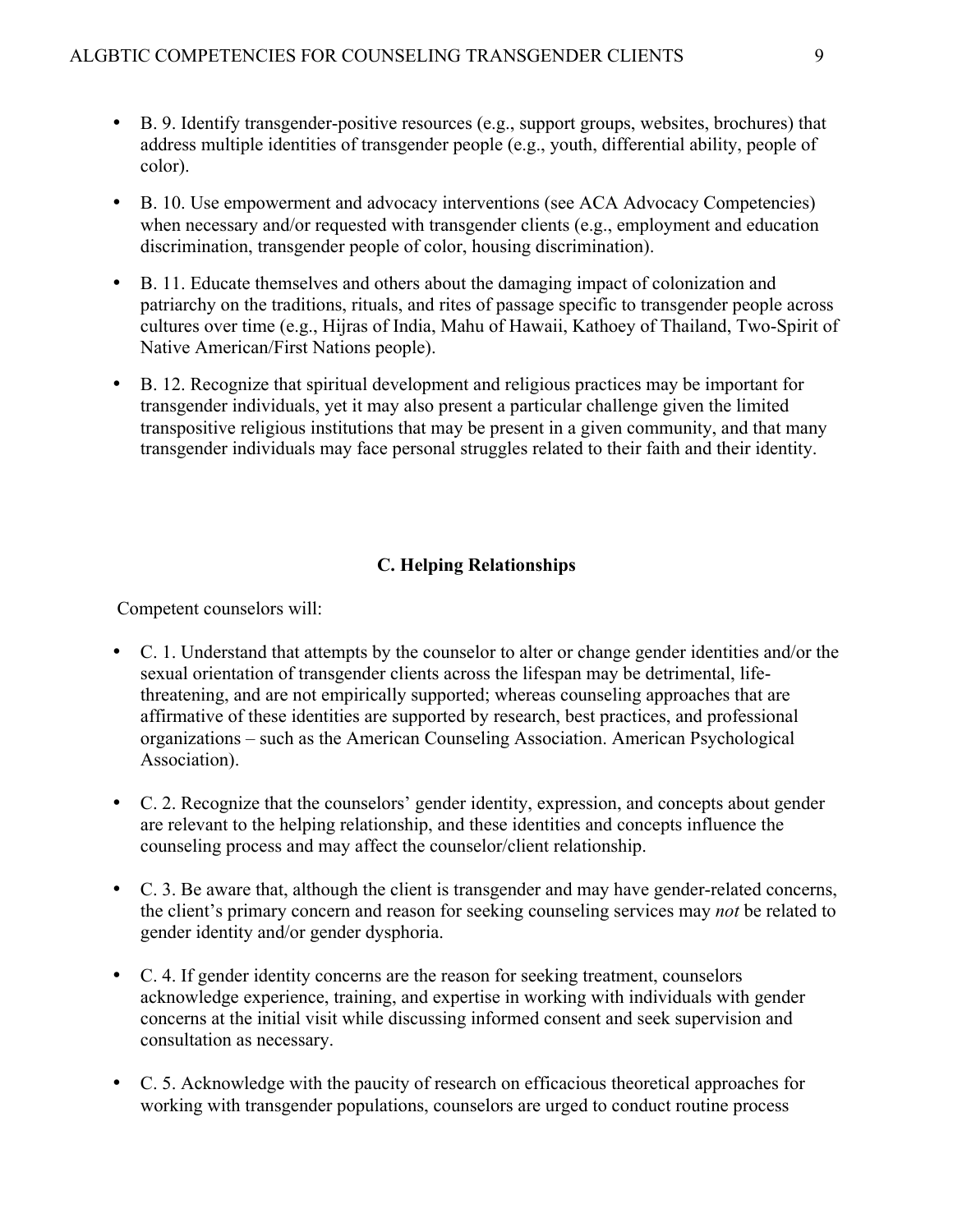- B. 9. Identify transgender-positive resources (e.g., support groups, websites, brochures) that address multiple identities of transgender people (e.g., youth, differential ability, people of color).

- B. 10. Use empowerment and advocacy interventions (see ACA Advocacy Competencies) when necessary and/or requested with transgender clients (e.g., employment and education discrimination, transgender people of color, housing discrimination).

- B. 11. Educate themselves and others about the damaging impact of colonization and patriarchy on the traditions, rituals, and rites of passage specific to transgender people across cultures over time (e.g., Hijras of India, Mahu of Hawaii, Kathoey of Thailand, Two-Spirit of Native American/First Nations people).

- B. 12. Recognize that spiritual development and religious practices may be important for transgender individuals, yet it may also present a particular challenge given the limited transpositive religious institutions that may be present in a given community, and that many transgender individuals may face personal struggles related to their faith and their identity.

**C. Helping Relationships**

Competent counselors will:

- C. 1. Understand that attempts by the counselor to alter or change gender identities and/or the sexual orientation of transgender clients across the lifespan may be detrimental, life-threatening, and are not empirically supported; whereas counseling approaches that are affirmative of these identities are supported by research, best practices, and professional organizations – such as the American Counseling Association. American Psychological Association).

- C. 2. Recognize that the counselors' gender identity, expression, and concepts about gender are relevant to the helping relationship, and these identities and concepts influence the counseling process and may affect the counselor/client relationship.

- C. 3. Be aware that, although the client is transgender and may have gender-related concerns, the client's primary concern and reason for seeking counseling services may *not* be related to gender identity and/or gender dysphoria.

- C. 4. If gender identity concerns are the reason for seeking treatment, counselors acknowledge experience, training, and expertise in working with individuals with gender concerns at the initial visit while discussing informed consent and seek supervision and consultation as necessary.

- C. 5. Acknowledge with the paucity of research on efficacious theoretical approaches for working with transgender populations, counselors are urged to conduct routine process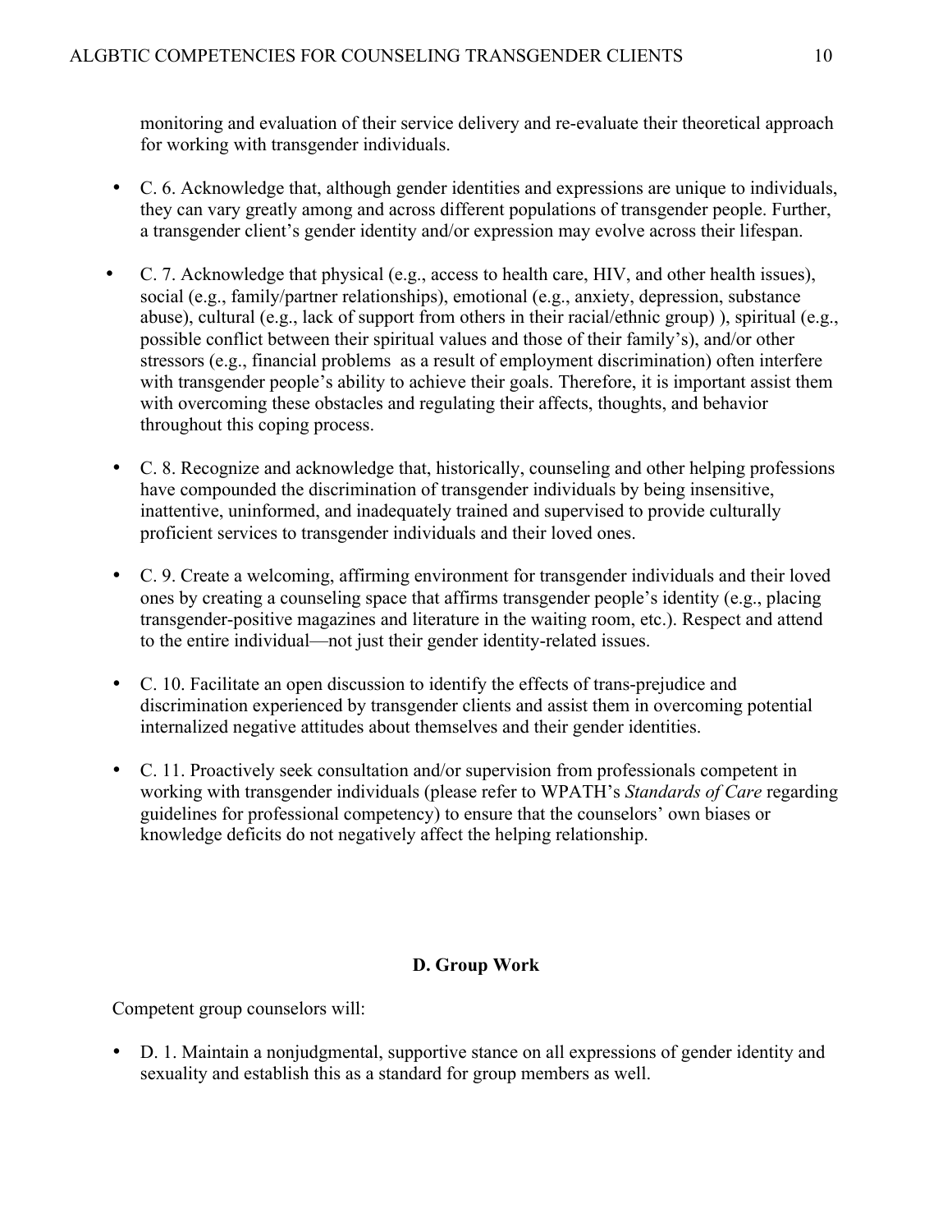monitoring and evaluation of their service delivery and re-evaluate their theoretical approach for working with transgender individuals.

- C. 6. Acknowledge that, although gender identities and expressions are unique to individuals, they can vary greatly among and across different populations of transgender people. Further, a transgender client's gender identity and/or expression may evolve across their lifespan.

- C. 7. Acknowledge that physical (e.g., access to health care, HIV, and other health issues), social (e.g., family/partner relationships), emotional (e.g., anxiety, depression, substance abuse), cultural (e.g., lack of support from others in their racial/ethnic group) ), spiritual (e.g., possible conflict between their spiritual values and those of their family's), and/or other stressors (e.g., financial problems as a result of employment discrimination) often interfere with transgender people's ability to achieve their goals. Therefore, it is important assist them with overcoming these obstacles and regulating their affects, thoughts, and behavior throughout this coping process.

- C. 8. Recognize and acknowledge that, historically, counseling and other helping professions have compounded the discrimination of transgender individuals by being insensitive, inattentive, uninformed, and inadequately trained and supervised to provide culturally proficient services to transgender individuals and their loved ones.

- C. 9. Create a welcoming, affirming environment for transgender individuals and their loved ones by creating a counseling space that affirms transgender people's identity (e.g., placing transgender-positive magazines and literature in the waiting room, etc.). Respect and attend to the entire individual—not just their gender identity-related issues.

- C. 10. Facilitate an open discussion to identify the effects of trans-prejudice and discrimination experienced by transgender clients and assist them in overcoming potential internalized negative attitudes about themselves and their gender identities.

- C. 11. Proactively seek consultation and/or supervision from professionals competent in working with transgender individuals (please refer to WPATH's *Standards of Care* regarding guidelines for professional competency) to ensure that the counselors' own biases or knowledge deficits do not negatively affect the helping relationship.

## D. Group Work

Competent group counselors will:

- D. 1. Maintain a nonjudgmental, supportive stance on all expressions of gender identity and sexuality and establish this as a standard for group members as well.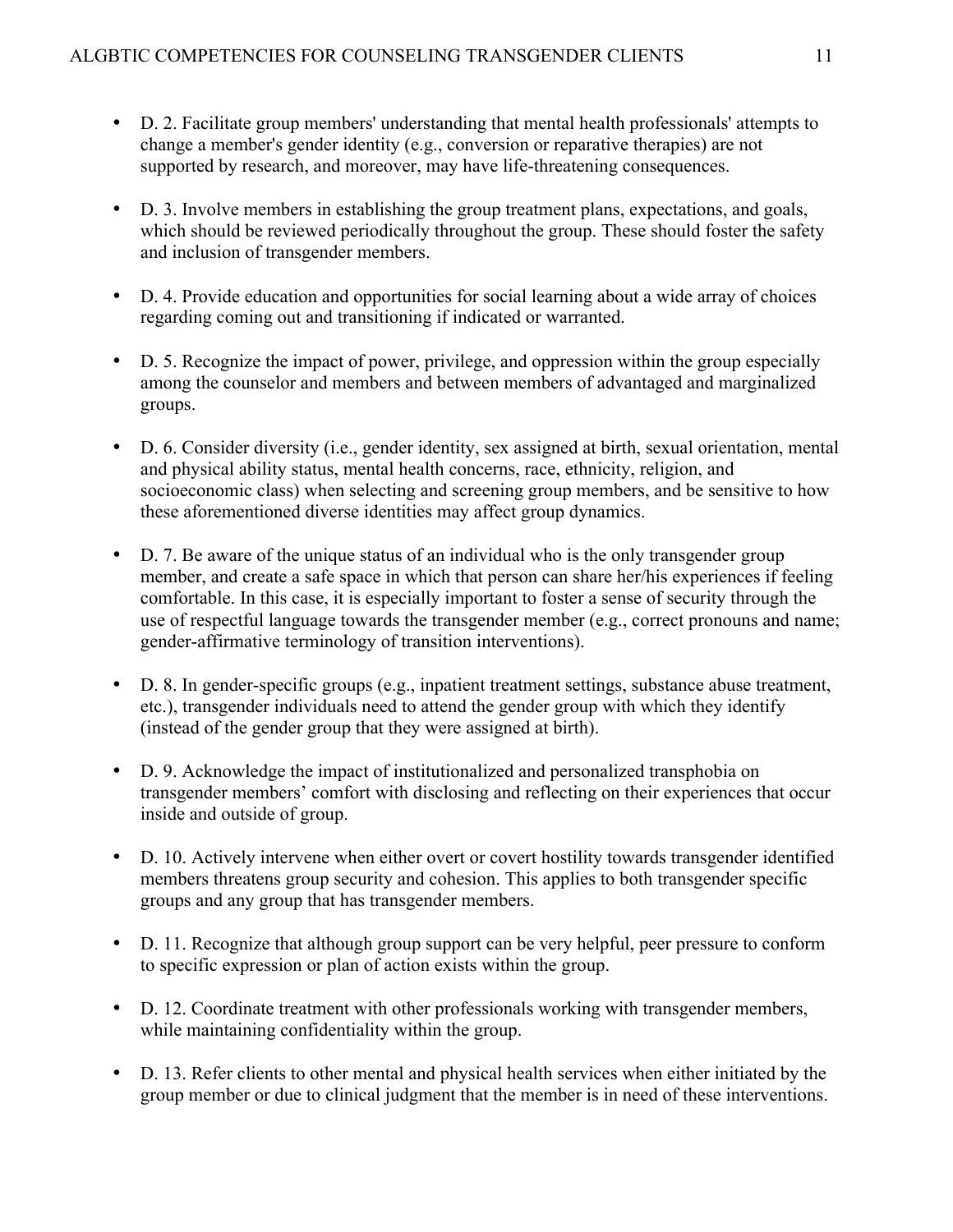- D. 2. Facilitate group members' understanding that mental health professionals' attempts to change a member's gender identity (e.g., conversion or reparative therapies) are not supported by research, and moreover, may have life-threatening consequences.

- D. 3. Involve members in establishing the group treatment plans, expectations, and goals, which should be reviewed periodically throughout the group. These should foster the safety and inclusion of transgender members.

- D. 4. Provide education and opportunities for social learning about a wide array of choices regarding coming out and transitioning if indicated or warranted.

- D. 5. Recognize the impact of power, privilege, and oppression within the group especially among the counselor and members and between members of advantaged and marginalized groups.

- D. 6. Consider diversity (i.e., gender identity, sex assigned at birth, sexual orientation, mental and physical ability status, mental health concerns, race, ethnicity, religion, and socioeconomic class) when selecting and screening group members, and be sensitive to how these aforementioned diverse identities may affect group dynamics.

- D. 7. Be aware of the unique status of an individual who is the only transgender group member, and create a safe space in which that person can share her/his experiences if feeling comfortable. In this case, it is especially important to foster a sense of security through the use of respectful language towards the transgender member (e.g., correct pronouns and name; gender-affirmative terminology of transition interventions).

- D. 8. In gender-specific groups (e.g., inpatient treatment settings, substance abuse treatment, etc.), transgender individuals need to attend the gender group with which they identify (instead of the gender group that they were assigned at birth).

- D. 9. Acknowledge the impact of institutionalized and personalized transphobia on transgender members' comfort with disclosing and reflecting on their experiences that occur inside and outside of group.

- D. 10. Actively intervene when either overt or covert hostility towards transgender identified members threatens group security and cohesion. This applies to both transgender specific groups and any group that has transgender members.

- D. 11. Recognize that although group support can be very helpful, peer pressure to conform to specific expression or plan of action exists within the group.

- D. 12. Coordinate treatment with other professionals working with transgender members, while maintaining confidentiality within the group.

- D. 13. Refer clients to other mental and physical health services when either initiated by the group member or due to clinical judgment that the member is in need of these interventions.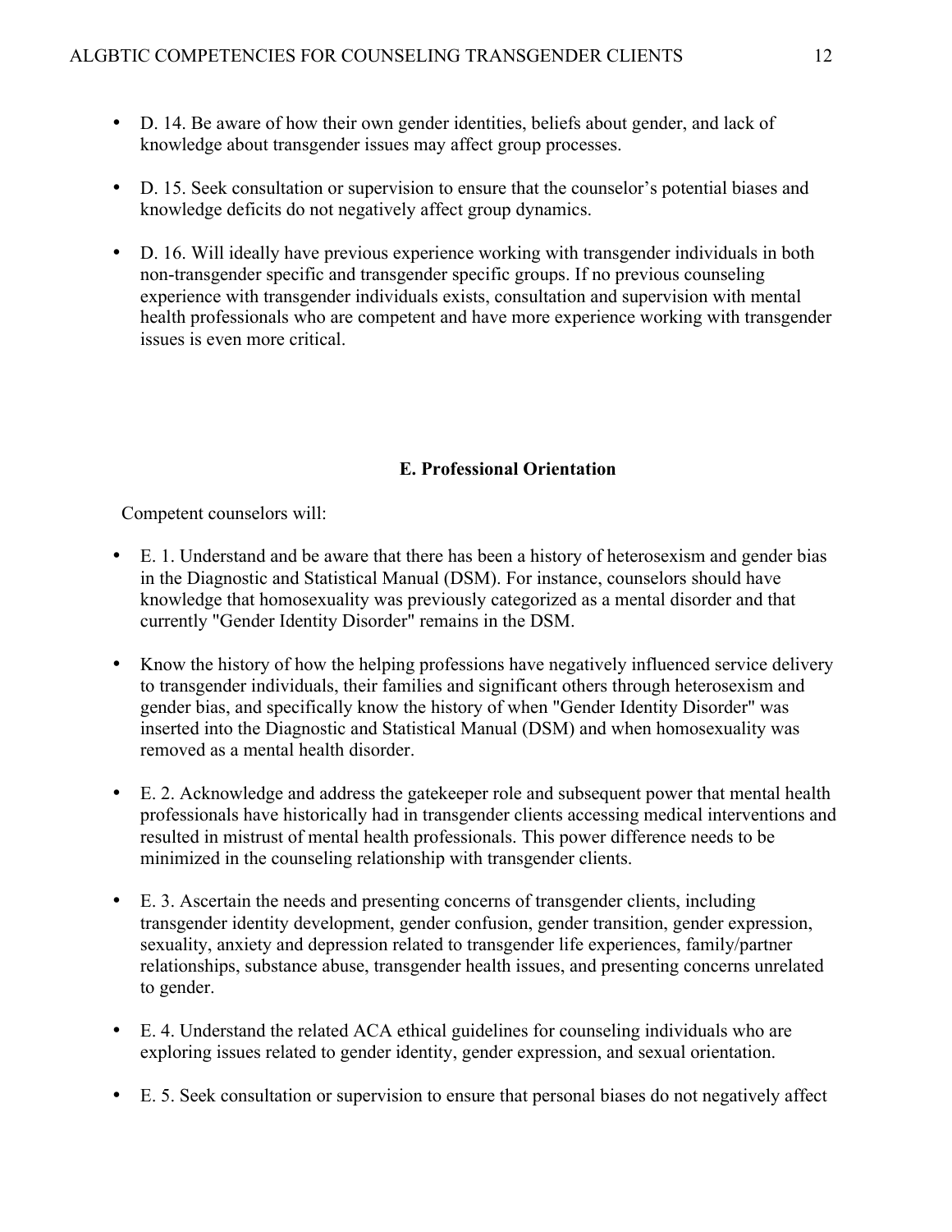- D. 14. Be aware of how their own gender identities, beliefs about gender, and lack of knowledge about transgender issues may affect group processes.

- D. 15. Seek consultation or supervision to ensure that the counselor's potential biases and knowledge deficits do not negatively affect group dynamics.

- D. 16. Will ideally have previous experience working with transgender individuals in both non-transgender specific and transgender specific groups. If no previous counseling experience with transgender individuals exists, consultation and supervision with mental health professionals who are competent and have more experience working with transgender issues is even more critical.

**E. Professional Orientation**

Competent counselors will:

- E. 1. Understand and be aware that there has been a history of heterosexism and gender bias in the Diagnostic and Statistical Manual (DSM). For instance, counselors should have knowledge that homosexuality was previously categorized as a mental disorder and that currently "Gender Identity Disorder" remains in the DSM.

- Know the history of how the helping professions have negatively influenced service delivery to transgender individuals, their families and significant others through heterosexism and gender bias, and specifically know the history of when "Gender Identity Disorder" was inserted into the Diagnostic and Statistical Manual (DSM) and when homosexuality was removed as a mental health disorder.

- E. 2. Acknowledge and address the gatekeeper role and subsequent power that mental health professionals have historically had in transgender clients accessing medical interventions and resulted in mistrust of mental health professionals. This power difference needs to be minimized in the counseling relationship with transgender clients.

- E. 3. Ascertain the needs and presenting concerns of transgender clients, including transgender identity development, gender confusion, gender transition, gender expression, sexuality, anxiety and depression related to transgender life experiences, family/partner relationships, substance abuse, transgender health issues, and presenting concerns unrelated to gender.

- E. 4. Understand the related ACA ethical guidelines for counseling individuals who are exploring issues related to gender identity, gender expression, and sexual orientation.

- E. 5. Seek consultation or supervision to ensure that personal biases do not negatively affect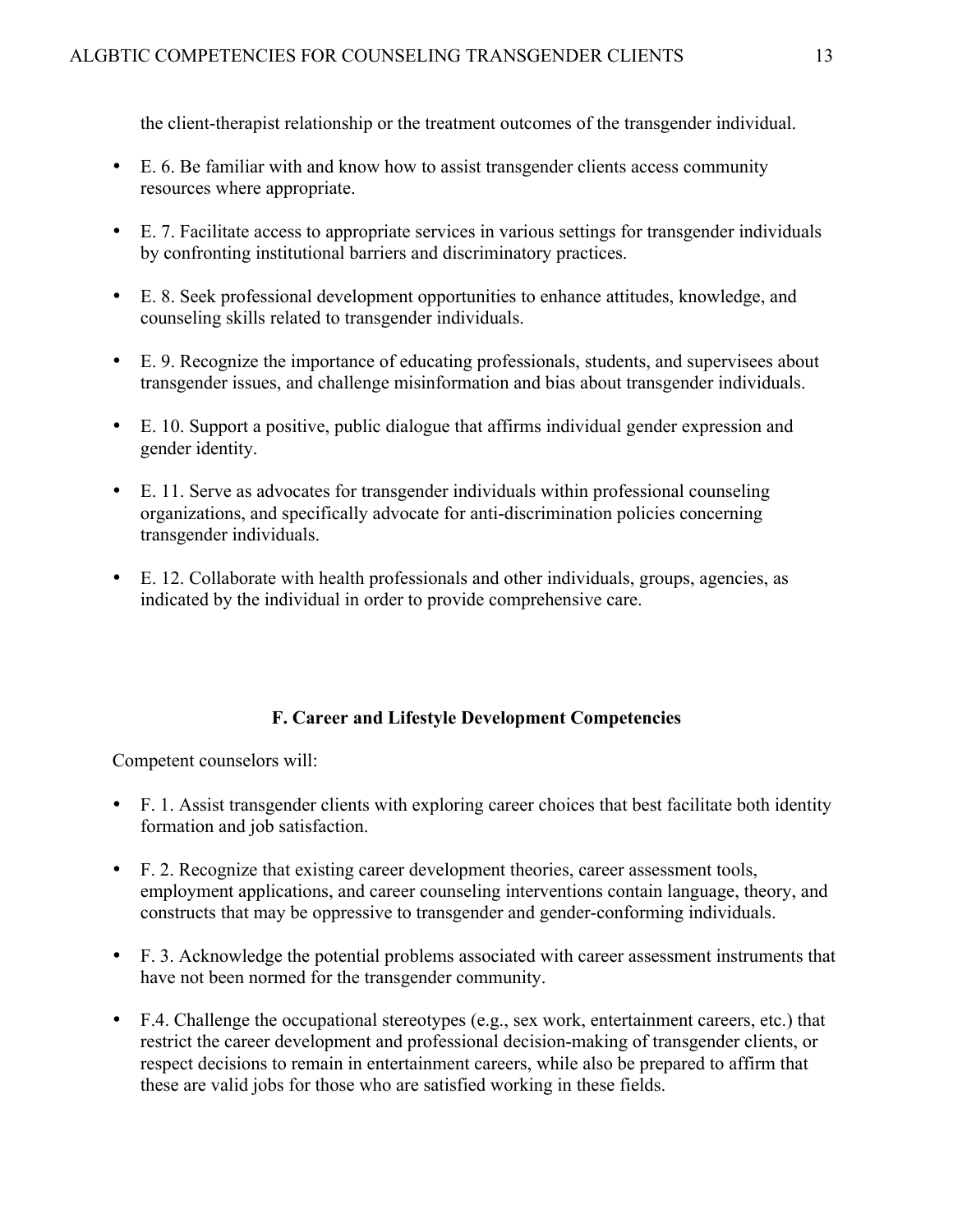the client-therapist relationship or the treatment outcomes of the transgender individual.

- E. 6. Be familiar with and know how to assist transgender clients access community resources where appropriate.
- E. 7. Facilitate access to appropriate services in various settings for transgender individuals by confronting institutional barriers and discriminatory practices.
- E. 8. Seek professional development opportunities to enhance attitudes, knowledge, and counseling skills related to transgender individuals.
- E. 9. Recognize the importance of educating professionals, students, and supervisees about transgender issues, and challenge misinformation and bias about transgender individuals.
- E. 10. Support a positive, public dialogue that affirms individual gender expression and gender identity.
- E. 11. Serve as advocates for transgender individuals within professional counseling organizations, and specifically advocate for anti-discrimination policies concerning transgender individuals.
- E. 12. Collaborate with health professionals and other individuals, groups, agencies, as indicated by the individual in order to provide comprehensive care.

## F. Career and Lifestyle Development Competencies

Competent counselors will:

- F. 1. Assist transgender clients with exploring career choices that best facilitate both identity formation and job satisfaction.
- F. 2. Recognize that existing career development theories, career assessment tools, employment applications, and career counseling interventions contain language, theory, and constructs that may be oppressive to transgender and gender-conforming individuals.
- F. 3. Acknowledge the potential problems associated with career assessment instruments that have not been normed for the transgender community.
- F.4. Challenge the occupational stereotypes (e.g., sex work, entertainment careers, etc.) that restrict the career development and professional decision-making of transgender clients, or respect decisions to remain in entertainment careers, while also be prepared to affirm that these are valid jobs for those who are satisfied working in these fields.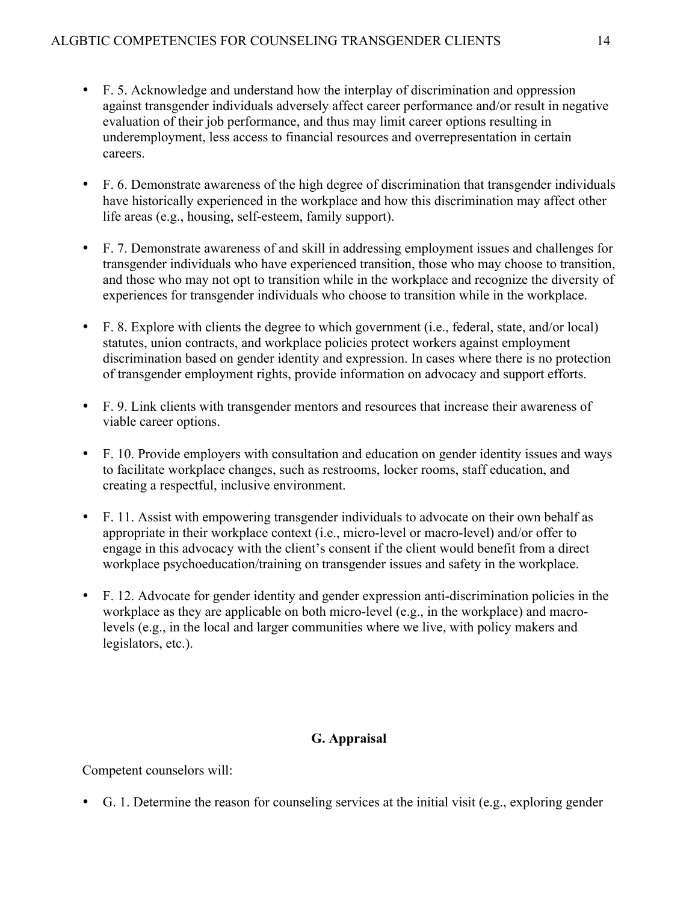- F. 5. Acknowledge and understand how the interplay of discrimination and oppression against transgender individuals adversely affect career performance and/or result in negative evaluation of their job performance, and thus may limit career options resulting in underemployment, less access to financial resources and overrepresentation in certain careers.

- F. 6. Demonstrate awareness of the high degree of discrimination that transgender individuals have historically experienced in the workplace and how this discrimination may affect other life areas (e.g., housing, self-esteem, family support).

- F. 7. Demonstrate awareness of and skill in addressing employment issues and challenges for transgender individuals who have experienced transition, those who may choose to transition, and those who may not opt to transition while in the workplace and recognize the diversity of experiences for transgender individuals who choose to transition while in the workplace.

- F. 8. Explore with clients the degree to which government (i.e., federal, state, and/or local) statutes, union contracts, and workplace policies protect workers against employment discrimination based on gender identity and expression. In cases where there is no protection of transgender employment rights, provide information on advocacy and support efforts.

- F. 9. Link clients with transgender mentors and resources that increase their awareness of viable career options.

- F. 10. Provide employers with consultation and education on gender identity issues and ways to facilitate workplace changes, such as restrooms, locker rooms, staff education, and creating a respectful, inclusive environment.

- F. 11. Assist with empowering transgender individuals to advocate on their own behalf as appropriate in their workplace context (i.e., micro-level or macro-level) and/or offer to engage in this advocacy with the client's consent if the client would benefit from a direct workplace psychoeducation/training on transgender issues and safety in the workplace.

- F. 12. Advocate for gender identity and gender expression anti-discrimination policies in the workplace as they are applicable on both micro-level (e.g., in the workplace) and macro-levels (e.g., in the local and larger communities where we live, with policy makers and legislators, etc.).

## G. Appraisal

Competent counselors will:

- G. 1. Determine the reason for counseling services at the initial visit (e.g., exploring gender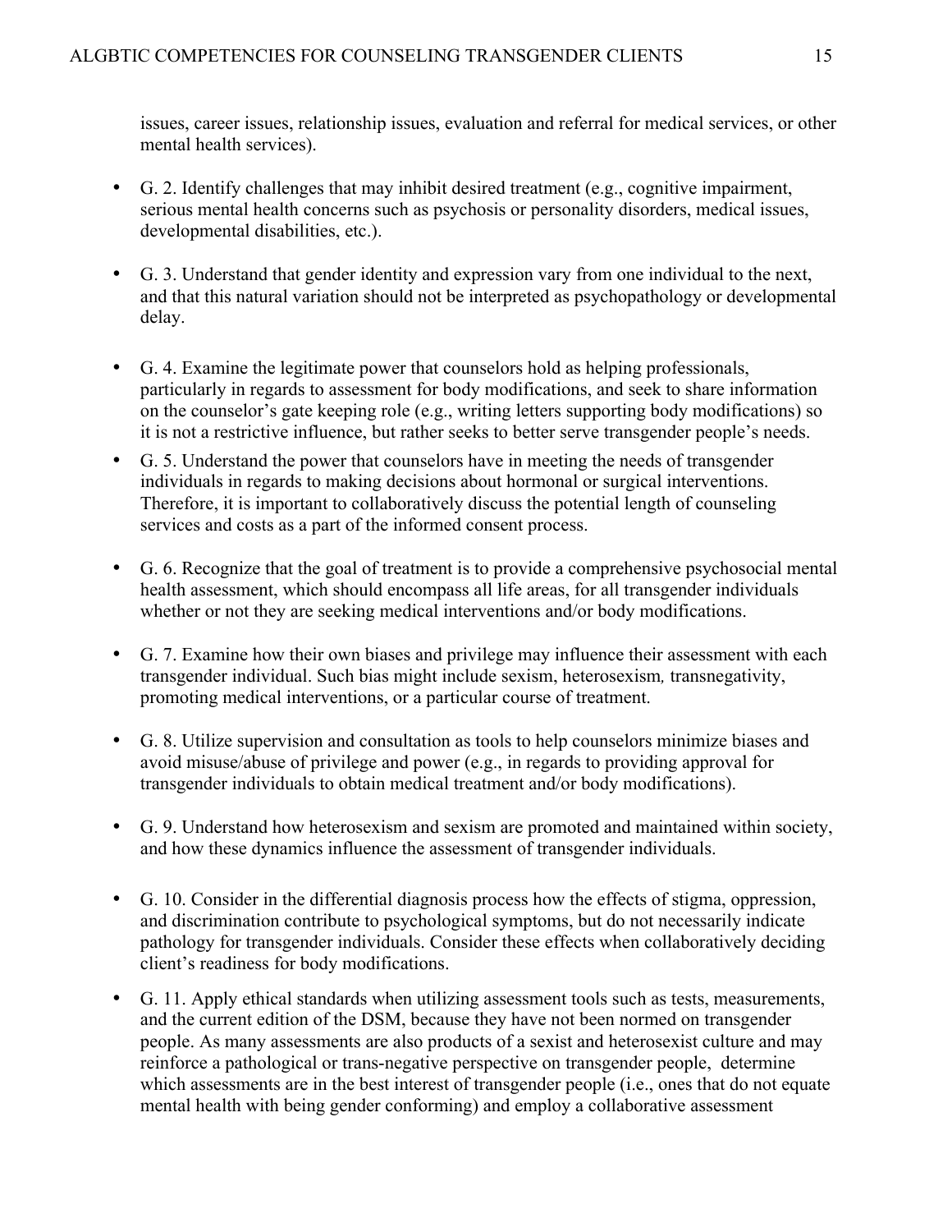issues, career issues, relationship issues, evaluation and referral for medical services, or other mental health services).

- G. 2. Identify challenges that may inhibit desired treatment (e.g., cognitive impairment, serious mental health concerns such as psychosis or personality disorders, medical issues, developmental disabilities, etc.).

- G. 3. Understand that gender identity and expression vary from one individual to the next, and that this natural variation should not be interpreted as psychopathology or developmental delay.

- G. 4. Examine the legitimate power that counselors hold as helping professionals, particularly in regards to assessment for body modifications, and seek to share information on the counselor's gate keeping role (e.g., writing letters supporting body modifications) so it is not a restrictive influence, but rather seeks to better serve transgender people's needs.
- G. 5. Understand the power that counselors have in meeting the needs of transgender individuals in regards to making decisions about hormonal or surgical interventions. Therefore, it is important to collaboratively discuss the potential length of counseling services and costs as a part of the informed consent process.

- G. 6. Recognize that the goal of treatment is to provide a comprehensive psychosocial mental health assessment, which should encompass all life areas, for all transgender individuals whether or not they are seeking medical interventions and/or body modifications.

- G. 7. Examine how their own biases and privilege may influence their assessment with each transgender individual. Such bias might include sexism, heterosexism*,* transnegativity, promoting medical interventions, or a particular course of treatment.

- G. 8. Utilize supervision and consultation as tools to help counselors minimize biases and avoid misuse/abuse of privilege and power (e.g., in regards to providing approval for transgender individuals to obtain medical treatment and/or body modifications).

- G. 9. Understand how heterosexism and sexism are promoted and maintained within society, and how these dynamics influence the assessment of transgender individuals.

- G. 10. Consider in the differential diagnosis process how the effects of stigma, oppression, and discrimination contribute to psychological symptoms, but do not necessarily indicate pathology for transgender individuals. Consider these effects when collaboratively deciding client's readiness for body modifications.

- G. 11. Apply ethical standards when utilizing assessment tools such as tests, measurements, and the current edition of the DSM, because they have not been normed on transgender people. As many assessments are also products of a sexist and heterosexist culture and may reinforce a pathological or trans-negative perspective on transgender people, determine which assessments are in the best interest of transgender people (i.e., ones that do not equate mental health with being gender conforming) and employ a collaborative assessment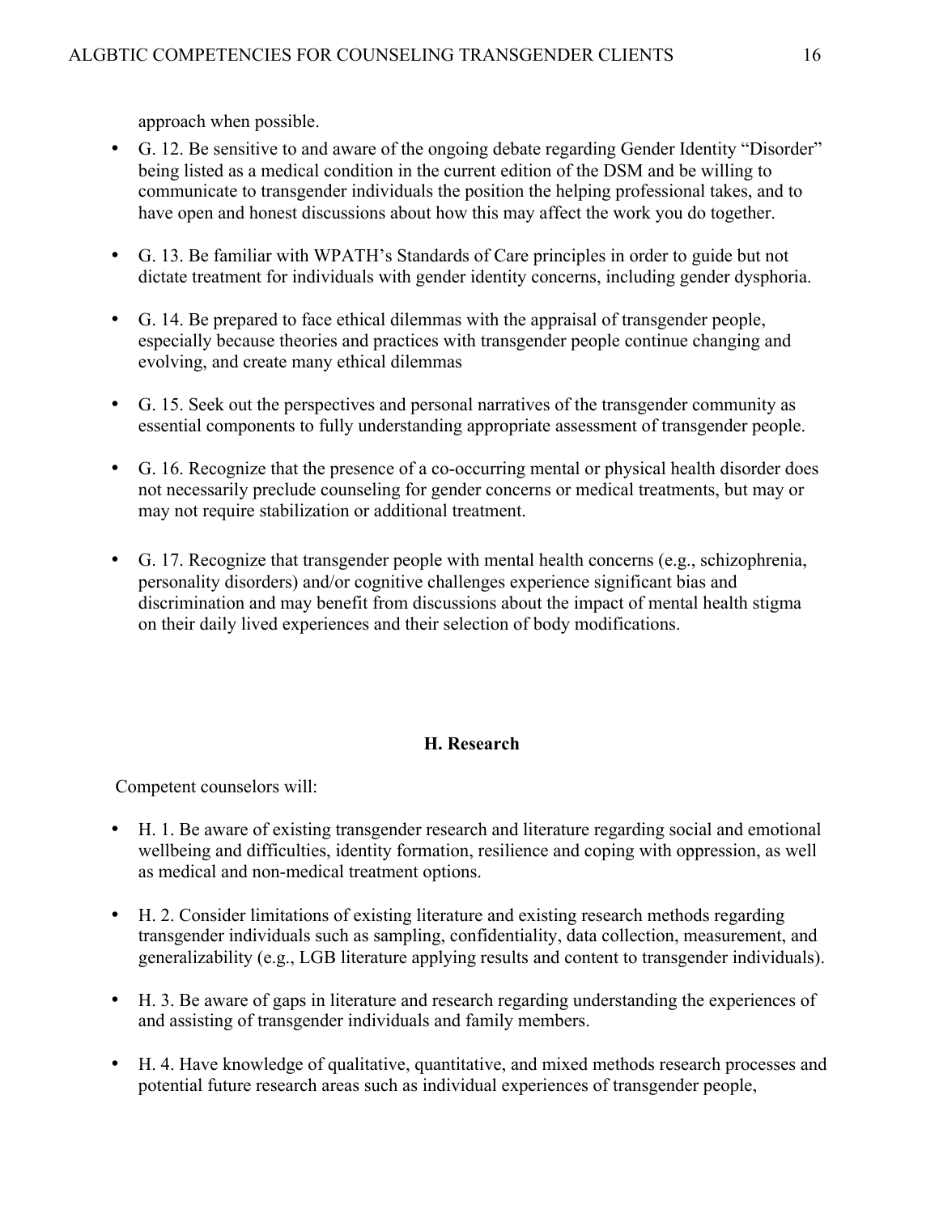approach when possible.

- G. 12. Be sensitive to and aware of the ongoing debate regarding Gender Identity "Disorder" being listed as a medical condition in the current edition of the DSM and be willing to communicate to transgender individuals the position the helping professional takes, and to have open and honest discussions about how this may affect the work you do together.

- G. 13. Be familiar with WPATH's Standards of Care principles in order to guide but not dictate treatment for individuals with gender identity concerns, including gender dysphoria.

- G. 14. Be prepared to face ethical dilemmas with the appraisal of transgender people, especially because theories and practices with transgender people continue changing and evolving, and create many ethical dilemmas

- G. 15. Seek out the perspectives and personal narratives of the transgender community as essential components to fully understanding appropriate assessment of transgender people.

- G. 16. Recognize that the presence of a co-occurring mental or physical health disorder does not necessarily preclude counseling for gender concerns or medical treatments, but may or may not require stabilization or additional treatment.

- G. 17. Recognize that transgender people with mental health concerns (e.g., schizophrenia, personality disorders) and/or cognitive challenges experience significant bias and discrimination and may benefit from discussions about the impact of mental health stigma on their daily lived experiences and their selection of body modifications.

### H. Research

Competent counselors will:

- H. 1. Be aware of existing transgender research and literature regarding social and emotional wellbeing and difficulties, identity formation, resilience and coping with oppression, as well as medical and non-medical treatment options.

- H. 2. Consider limitations of existing literature and existing research methods regarding transgender individuals such as sampling, confidentiality, data collection, measurement, and generalizability (e.g., LGB literature applying results and content to transgender individuals).

- H. 3. Be aware of gaps in literature and research regarding understanding the experiences of and assisting of transgender individuals and family members.

- H. 4. Have knowledge of qualitative, quantitative, and mixed methods research processes and potential future research areas such as individual experiences of transgender people,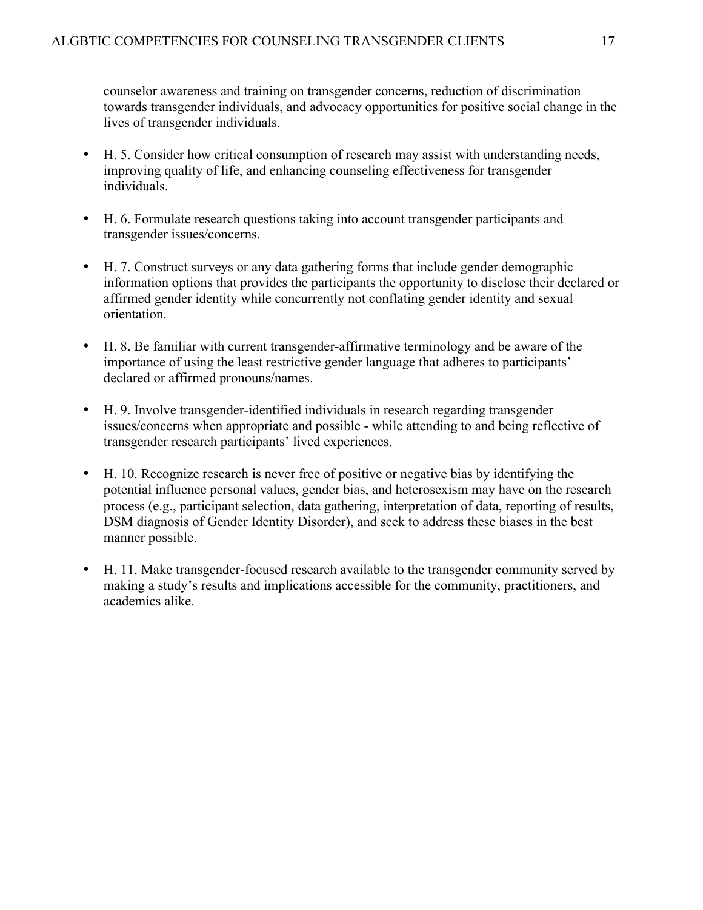counselor awareness and training on transgender concerns, reduction of discrimination towards transgender individuals, and advocacy opportunities for positive social change in the lives of transgender individuals.

- H. 5. Consider how critical consumption of research may assist with understanding needs, improving quality of life, and enhancing counseling effectiveness for transgender individuals.

- H. 6. Formulate research questions taking into account transgender participants and transgender issues/concerns.

- H. 7. Construct surveys or any data gathering forms that include gender demographic information options that provides the participants the opportunity to disclose their declared or affirmed gender identity while concurrently not conflating gender identity and sexual orientation.

- H. 8. Be familiar with current transgender-affirmative terminology and be aware of the importance of using the least restrictive gender language that adheres to participants' declared or affirmed pronouns/names.

- H. 9. Involve transgender-identified individuals in research regarding transgender issues/concerns when appropriate and possible - while attending to and being reflective of transgender research participants' lived experiences.

- H. 10. Recognize research is never free of positive or negative bias by identifying the potential influence personal values, gender bias, and heterosexism may have on the research process (e.g., participant selection, data gathering, interpretation of data, reporting of results, DSM diagnosis of Gender Identity Disorder), and seek to address these biases in the best manner possible.

- H. 11. Make transgender-focused research available to the transgender community served by making a study's results and implications accessible for the community, practitioners, and academics alike.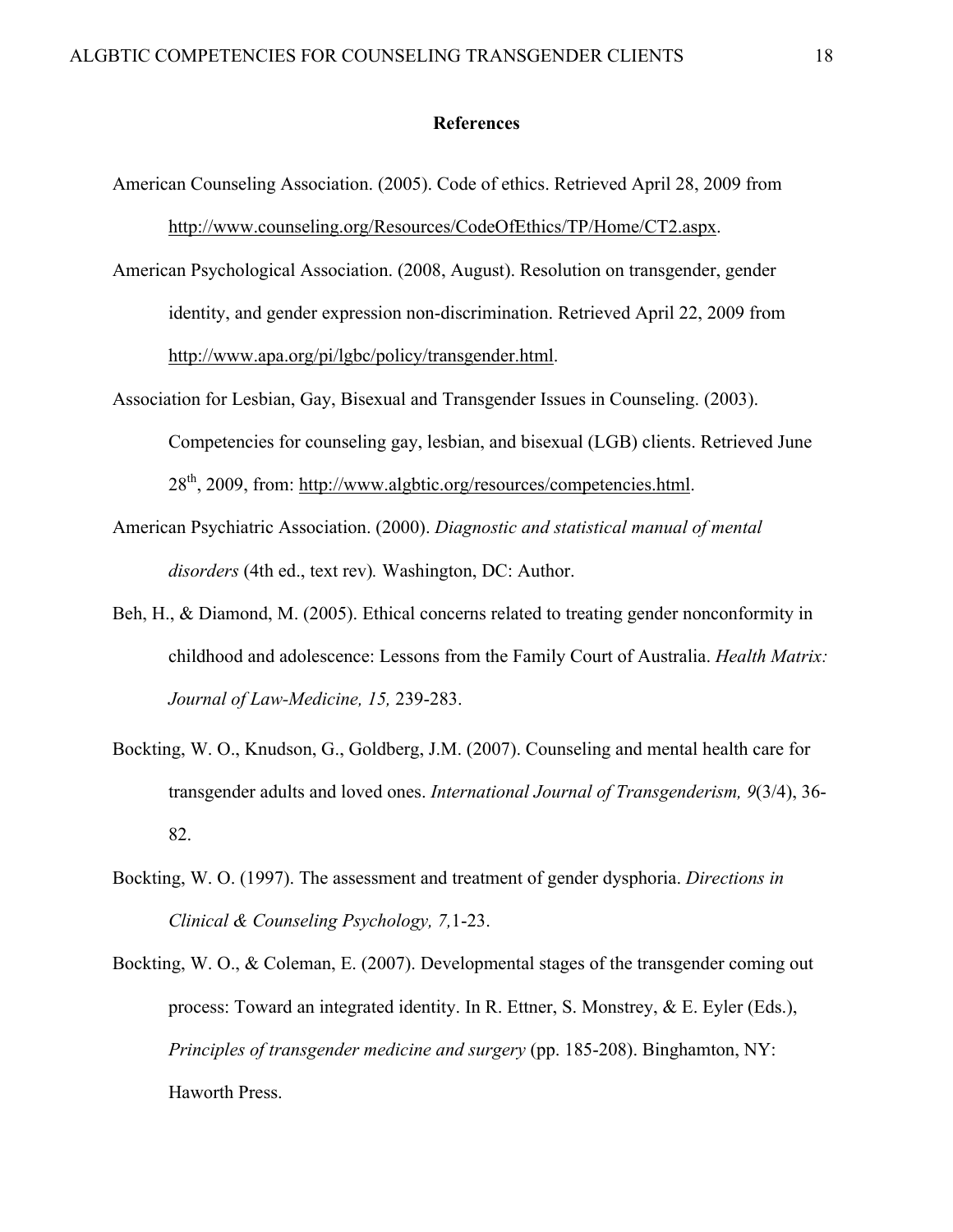**References**

American Counseling Association. (2005). Code of ethics. Retrieved April 28, 2009 from http://www.counseling.org/Resources/CodeOfEthics/TP/Home/CT2.aspx.

American Psychological Association. (2008, August). Resolution on transgender, gender identity, and gender expression non-discrimination. Retrieved April 22, 2009 from http://www.apa.org/pi/lgbc/policy/transgender.html.

Association for Lesbian, Gay, Bisexual and Transgender Issues in Counseling. (2003). Competencies for counseling gay, lesbian, and bisexual (LGB) clients. Retrieved June 28th, 2009, from: http://www.algbtic.org/resources/competencies.html.

American Psychiatric Association. (2000). *Diagnostic and statistical manual of mental disorders* (4th ed., text rev)*.* Washington, DC: Author.

Beh, H., & Diamond, M. (2005). Ethical concerns related to treating gender nonconformity in childhood and adolescence: Lessons from the Family Court of Australia. *Health Matrix: Journal of Law-Medicine, 15,* 239-283.

Bockting, W. O., Knudson, G., Goldberg, J.M. (2007). Counseling and mental health care for transgender adults and loved ones. *International Journal of Transgenderism, 9*(3/4), 36-82.

Bockting, W. O. (1997). The assessment and treatment of gender dysphoria. *Directions in Clinical & Counseling Psychology, 7,*1-23.

Bockting, W. O., & Coleman, E. (2007). Developmental stages of the transgender coming out process: Toward an integrated identity. In R. Ettner, S. Monstrey, & E. Eyler (Eds.), *Principles of transgender medicine and surgery* (pp. 185-208). Binghamton, NY: Haworth Press.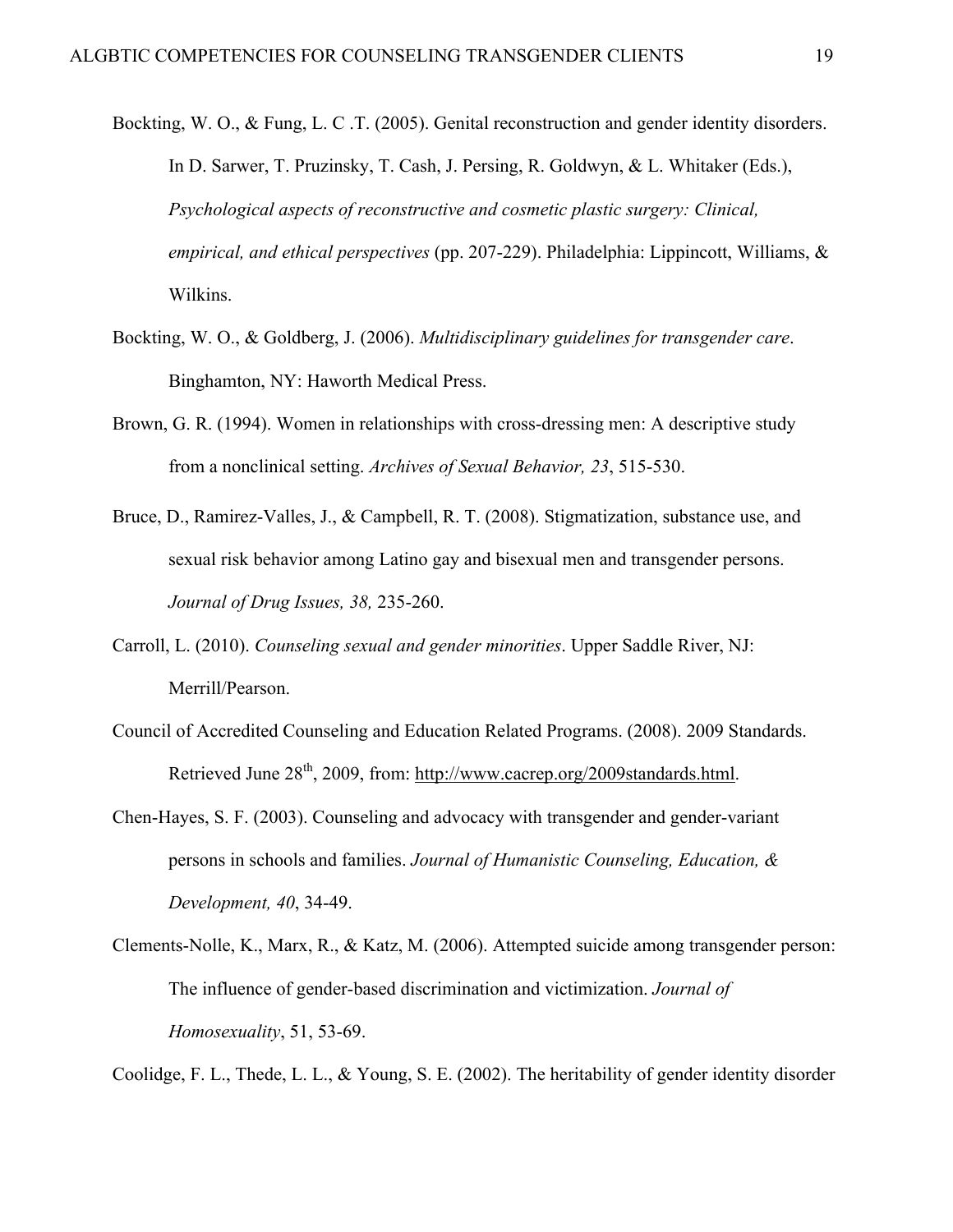Bockting, W. O., & Fung, L. C .T. (2005). Genital reconstruction and gender identity disorders. In D. Sarwer, T. Pruzinsky, T. Cash, J. Persing, R. Goldwyn, & L. Whitaker (Eds.), *Psychological aspects of reconstructive and cosmetic plastic surgery: Clinical, empirical, and ethical perspectives* (pp. 207-229). Philadelphia: Lippincott, Williams, & Wilkins.

Bockting, W. O., & Goldberg, J. (2006). *Multidisciplinary guidelines for transgender care*. Binghamton, NY: Haworth Medical Press.

Brown, G. R. (1994). Women in relationships with cross-dressing men: A descriptive study from a nonclinical setting. *Archives of Sexual Behavior, 23*, 515-530.

Bruce, D., Ramirez-Valles, J., & Campbell, R. T. (2008). Stigmatization, substance use, and sexual risk behavior among Latino gay and bisexual men and transgender persons. *Journal of Drug Issues, 38,* 235-260.

Carroll, L. (2010). *Counseling sexual and gender minorities*. Upper Saddle River, NJ: Merrill/Pearson.

Council of Accredited Counseling and Education Related Programs. (2008). 2009 Standards. Retrieved June 28th, 2009, from: http://www.cacrep.org/2009standards.html.

Chen-Hayes, S. F. (2003). Counseling and advocacy with transgender and gender-variant persons in schools and families. *Journal of Humanistic Counseling, Education, & Development, 40*, 34-49.

Clements-Nolle, K., Marx, R., & Katz, M. (2006). Attempted suicide among transgender person: The influence of gender-based discrimination and victimization. *Journal of Homosexuality*, 51, 53-69.

Coolidge, F. L., Thede, L. L., & Young, S. E. (2002). The heritability of gender identity disorder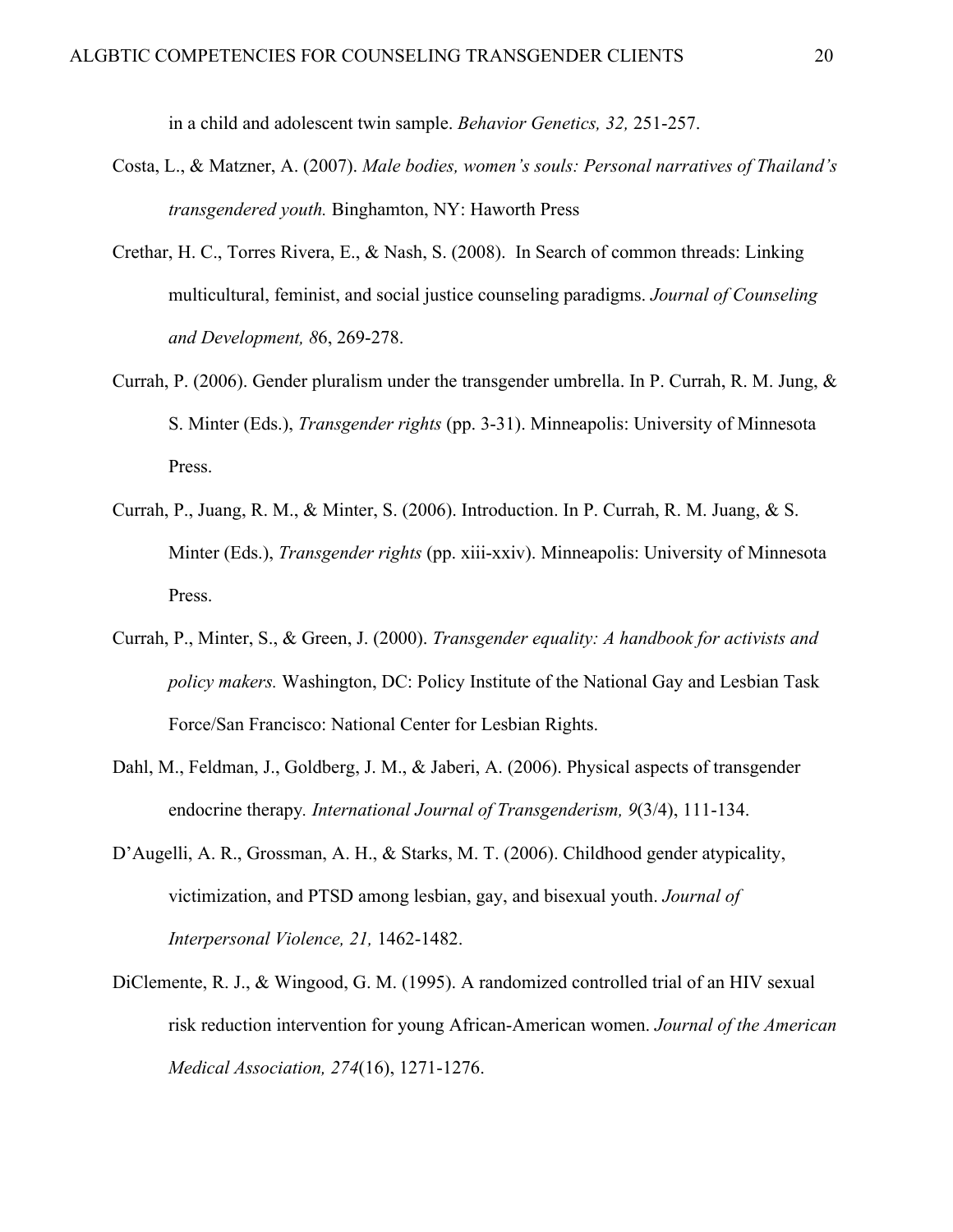in a child and adolescent twin sample. *Behavior Genetics, 32,* 251-257.

Costa, L., & Matzner, A. (2007). *Male bodies, women's souls: Personal narratives of Thailand's transgendered youth.* Binghamton, NY: Haworth Press

Crethar, H. C., Torres Rivera, E., & Nash, S. (2008). In Search of common threads: Linking multicultural, feminist, and social justice counseling paradigms. *Journal of Counseling and Development, 8*6, 269-278.

Currah, P. (2006). Gender pluralism under the transgender umbrella. In P. Currah, R. M. Jung, & S. Minter (Eds.), *Transgender rights* (pp. 3-31). Minneapolis: University of Minnesota Press.

Currah, P., Juang, R. M., & Minter, S. (2006). Introduction. In P. Currah, R. M. Juang, & S. Minter (Eds.), *Transgender rights* (pp. xiii-xxiv). Minneapolis: University of Minnesota Press.

Currah, P., Minter, S., & Green, J. (2000). *Transgender equality: A handbook for activists and policy makers.* Washington, DC: Policy Institute of the National Gay and Lesbian Task Force/San Francisco: National Center for Lesbian Rights.

Dahl, M., Feldman, J., Goldberg, J. M., & Jaberi, A. (2006). Physical aspects of transgender endocrine therapy. *International Journal of Transgenderism, 9*(3/4), 111-134.

D'Augelli, A. R., Grossman, A. H., & Starks, M. T. (2006). Childhood gender atypicality, victimization, and PTSD among lesbian, gay, and bisexual youth. *Journal of Interpersonal Violence, 21,* 1462-1482.

DiClemente, R. J., & Wingood, G. M. (1995). A randomized controlled trial of an HIV sexual risk reduction intervention for young African-American women. *Journal of the American Medical Association, 274*(16), 1271-1276.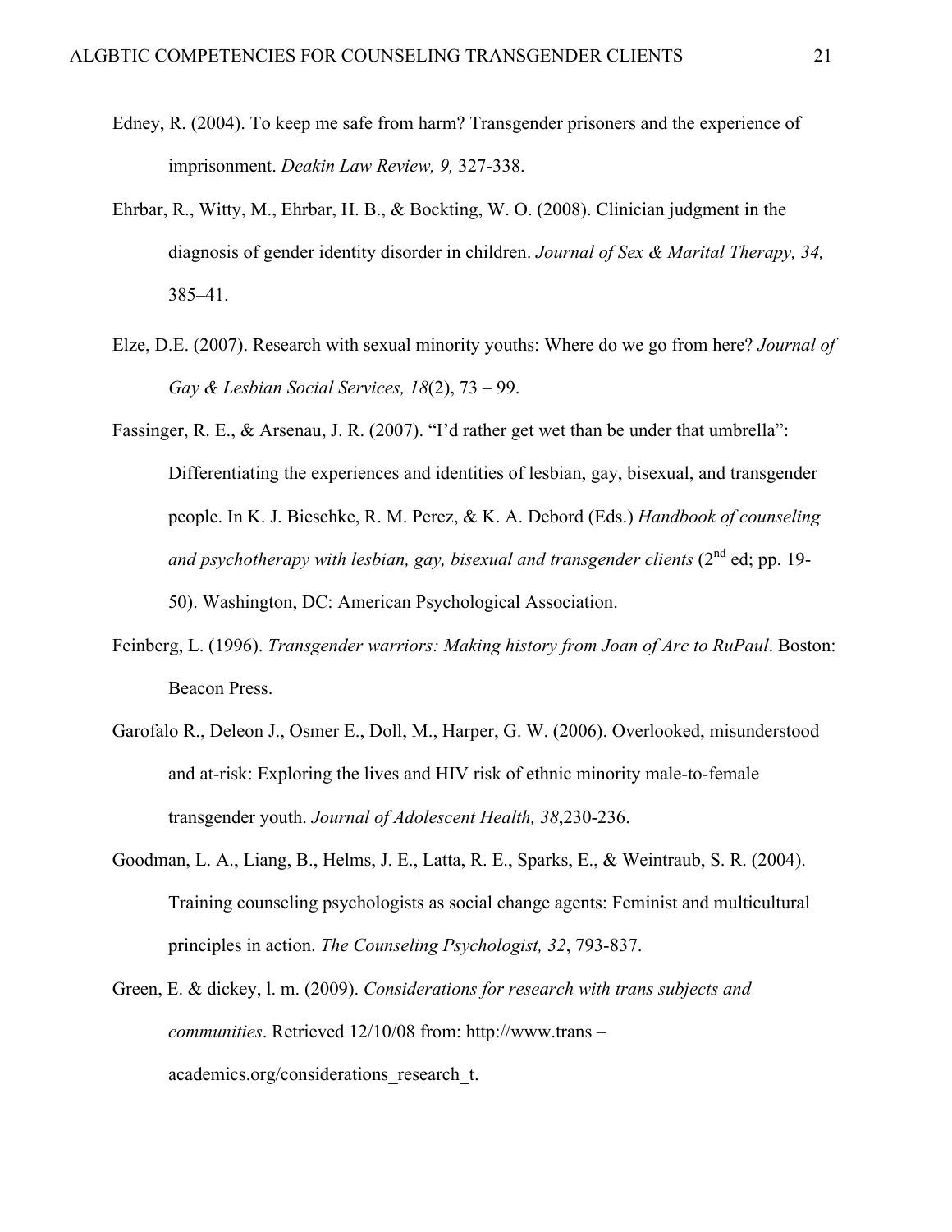Edney, R. (2004). To keep me safe from harm? Transgender prisoners and the experience of imprisonment. *Deakin Law Review, 9,* 327-338.

Ehrbar, R., Witty, M., Ehrbar, H. B., & Bockting, W. O. (2008). Clinician judgment in the diagnosis of gender identity disorder in children. *Journal of Sex & Marital Therapy, 34,* 385–41.

Elze, D.E. (2007). Research with sexual minority youths: Where do we go from here? *Journal of Gay & Lesbian Social Services, 18*(2), 73 – 99.

Fassinger, R. E., & Arsenau, J. R. (2007). "I'd rather get wet than be under that umbrella": Differentiating the experiences and identities of lesbian, gay, bisexual, and transgender people. In K. J. Bieschke, R. M. Perez, & K. A. Debord (Eds.) *Handbook of counseling and psychotherapy with lesbian, gay, bisexual and transgender clients* (2nd ed; pp. 19-50). Washington, DC: American Psychological Association.

Feinberg, L. (1996). *Transgender warriors: Making history from Joan of Arc to RuPaul*. Boston: Beacon Press.

Garofalo R., Deleon J., Osmer E., Doll, M., Harper, G. W. (2006). Overlooked, misunderstood and at-risk: Exploring the lives and HIV risk of ethnic minority male-to-female transgender youth. *Journal of Adolescent Health, 38*,230-236.

Goodman, L. A., Liang, B., Helms, J. E., Latta, R. E., Sparks, E., & Weintraub, S. R. (2004). Training counseling psychologists as social change agents: Feminist and multicultural principles in action. *The Counseling Psychologist, 32*, 793-837.

Green, E. & dickey, l. m. (2009). *Considerations for research with trans subjects and communities*. Retrieved 12/10/08 from: http://www.trans – academics.org/considerations_research_t.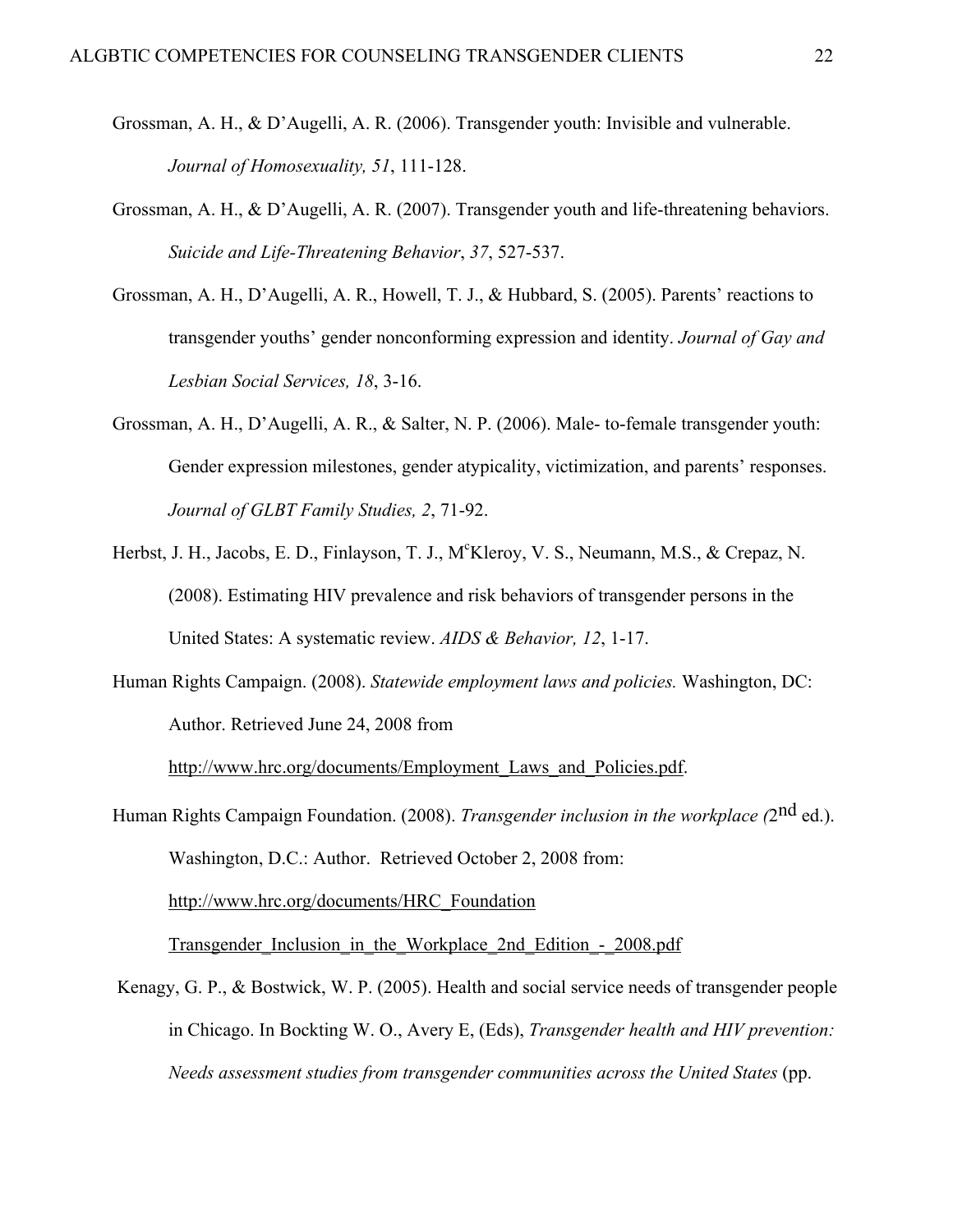Grossman, A. H., & D'Augelli, A. R. (2006). Transgender youth: Invisible and vulnerable. *Journal of Homosexuality, 51*, 111-128.

Grossman, A. H., & D'Augelli, A. R. (2007). Transgender youth and life-threatening behaviors. *Suicide and Life-Threatening Behavior*, *37*, 527-537.

Grossman, A. H., D'Augelli, A. R., Howell, T. J., & Hubbard, S. (2005). Parents' reactions to transgender youths' gender nonconforming expression and identity. *Journal of Gay and Lesbian Social Services, 18*, 3-16.

Grossman, A. H., D'Augelli, A. R., & Salter, N. P. (2006). Male- to-female transgender youth: Gender expression milestones, gender atypicality, victimization, and parents' responses. *Journal of GLBT Family Studies, 2*, 71-92.

Herbst, J. H., Jacobs, E. D., Finlayson, T. J., McKleroy, V. S., Neumann, M.S., & Crepaz, N. (2008). Estimating HIV prevalence and risk behaviors of transgender persons in the United States: A systematic review. *AIDS & Behavior, 12*, 1-17.

Human Rights Campaign. (2008). *Statewide employment laws and policies.* Washington, DC: Author. Retrieved June 24, 2008 from http://www.hrc.org/documents/Employment_Laws_and_Policies.pdf.

Human Rights Campaign Foundation. (2008). *Transgender inclusion in the workplace (*2nd ed.). Washington, D.C.: Author. Retrieved October 2, 2008 from: http://www.hrc.org/documents/HRC_Foundation Transgender_Inclusion_in_the_Workplace_2nd_Edition_-_2008.pdf

Kenagy, G. P., & Bostwick, W. P. (2005). Health and social service needs of transgender people in Chicago. In Bockting W. O., Avery E, (Eds), *Transgender health and HIV prevention: Needs assessment studies from transgender communities across the United States* (pp.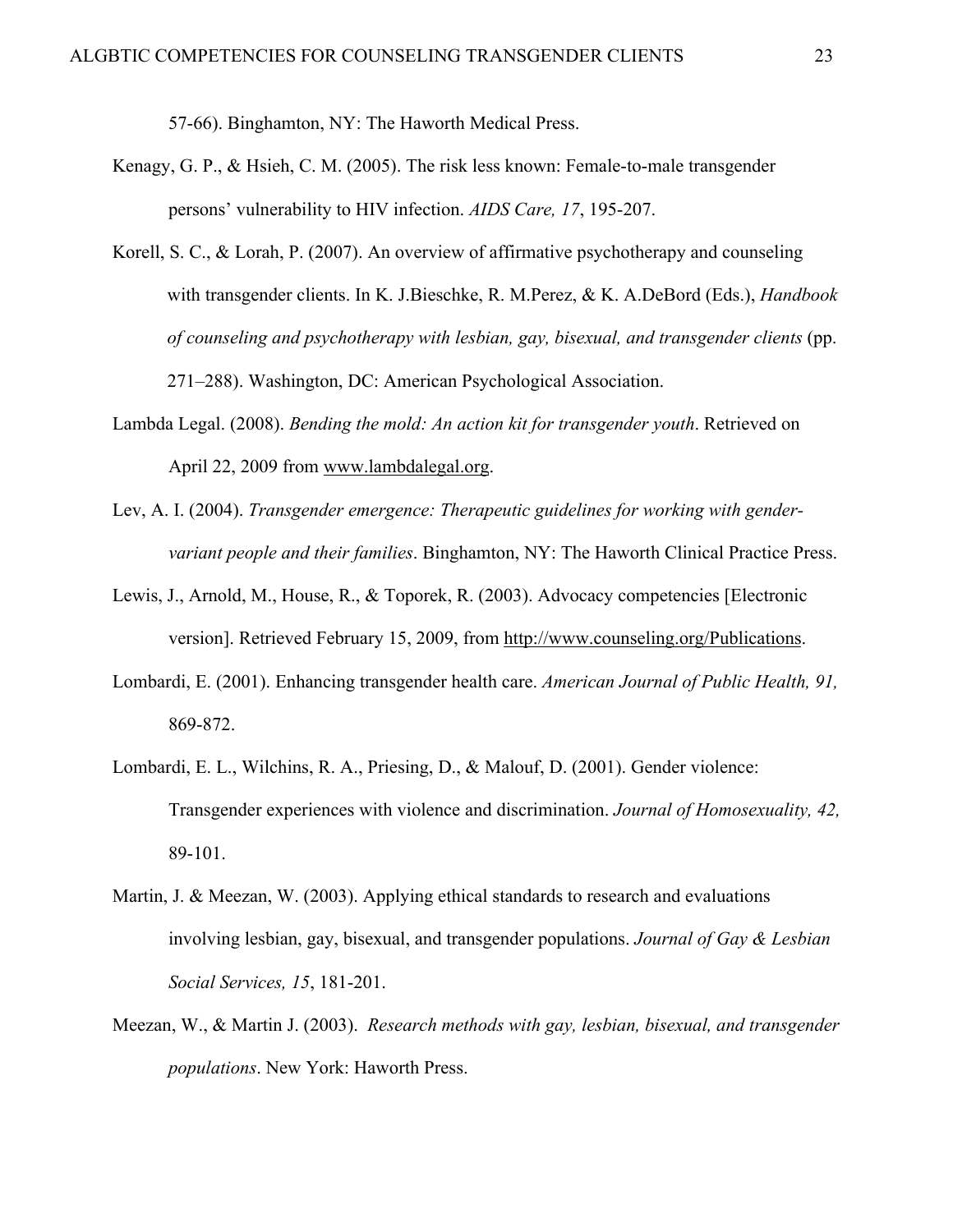57-66). Binghamton, NY: The Haworth Medical Press.

Kenagy, G. P., & Hsieh, C. M. (2005). The risk less known: Female-to-male transgender persons' vulnerability to HIV infection. *AIDS Care, 17*, 195-207.

Korell, S. C., & Lorah, P. (2007). An overview of affirmative psychotherapy and counseling with transgender clients. In K. J.Bieschke, R. M.Perez, & K. A.DeBord (Eds.), *Handbook of counseling and psychotherapy with lesbian, gay, bisexual, and transgender clients* (pp. 271–288). Washington, DC: American Psychological Association.

Lambda Legal. (2008). *Bending the mold: An action kit for transgender youth*. Retrieved on April 22, 2009 from www.lambdalegal.org.

Lev, A. I. (2004). *Transgender emergence: Therapeutic guidelines for working with gender-variant people and their families*. Binghamton, NY: The Haworth Clinical Practice Press.

Lewis, J., Arnold, M., House, R., & Toporek, R. (2003). Advocacy competencies [Electronic version]. Retrieved February 15, 2009, from http://www.counseling.org/Publications.

Lombardi, E. (2001). Enhancing transgender health care. *American Journal of Public Health, 91,* 869-872.

Lombardi, E. L., Wilchins, R. A., Priesing, D., & Malouf, D. (2001). Gender violence: Transgender experiences with violence and discrimination. *Journal of Homosexuality, 42,* 89-101.

Martin, J. & Meezan, W. (2003). Applying ethical standards to research and evaluations involving lesbian, gay, bisexual, and transgender populations. *Journal of Gay & Lesbian Social Services, 15*, 181-201.

Meezan, W., & Martin J. (2003). *Research methods with gay, lesbian, bisexual, and transgender populations*. New York: Haworth Press.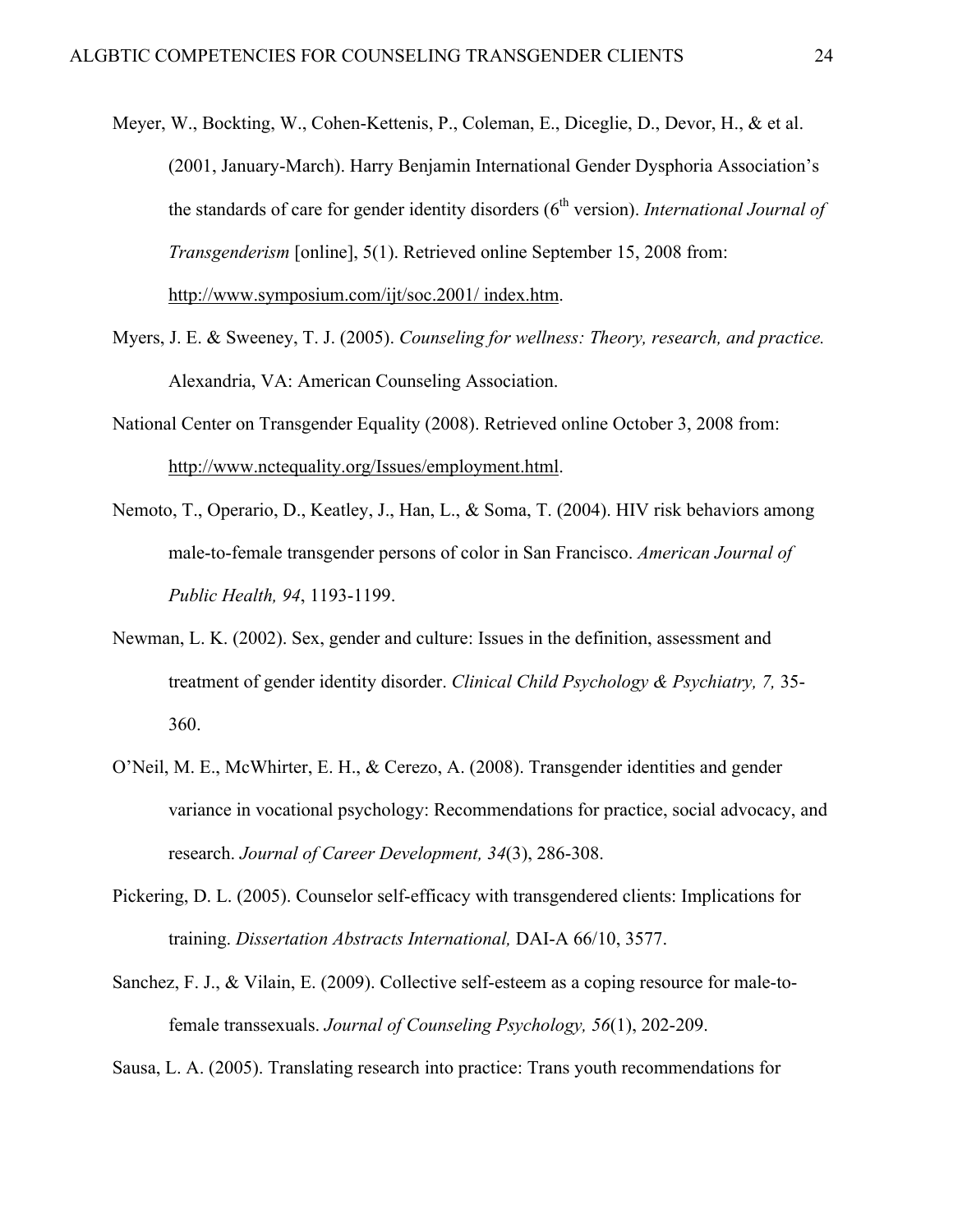Meyer, W., Bockting, W., Cohen-Kettenis, P., Coleman, E., Diceglie, D., Devor, H., & et al. (2001, January-March). Harry Benjamin International Gender Dysphoria Association's the standards of care for gender identity disorders (6th version). *International Journal of Transgenderism* [online], 5(1). Retrieved online September 15, 2008 from: http://www.symposium.com/ijt/soc.2001/ index.htm.

Myers, J. E. & Sweeney, T. J. (2005). *Counseling for wellness: Theory, research, and practice.* Alexandria, VA: American Counseling Association.

National Center on Transgender Equality (2008). Retrieved online October 3, 2008 from: http://www.nctequality.org/Issues/employment.html.

Nemoto, T., Operario, D., Keatley, J., Han, L., & Soma, T. (2004). HIV risk behaviors among male-to-female transgender persons of color in San Francisco. *American Journal of Public Health, 94*, 1193-1199.

Newman, L. K. (2002). Sex, gender and culture: Issues in the definition, assessment and treatment of gender identity disorder. *Clinical Child Psychology & Psychiatry, 7,* 35-360.

O'Neil, M. E., McWhirter, E. H., & Cerezo, A. (2008). Transgender identities and gender variance in vocational psychology: Recommendations for practice, social advocacy, and research. *Journal of Career Development, 34*(3), 286-308.

Pickering, D. L. (2005). Counselor self-efficacy with transgendered clients: Implications for training. *Dissertation Abstracts International,* DAI-A 66/10, 3577.

Sanchez, F. J., & Vilain, E. (2009). Collective self-esteem as a coping resource for male-to-female transsexuals. *Journal of Counseling Psychology, 56*(1), 202-209.

Sausa, L. A. (2005). Translating research into practice: Trans youth recommendations for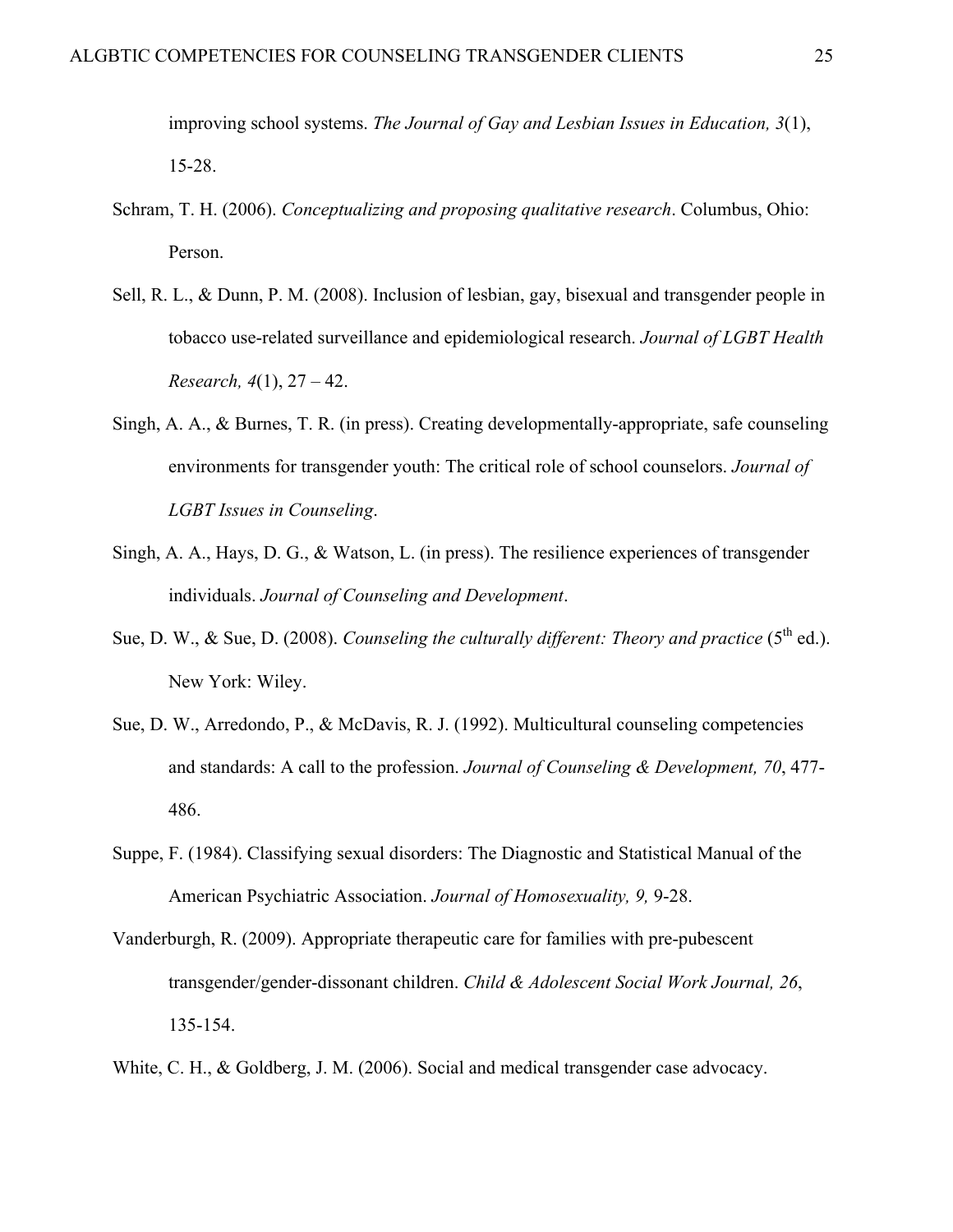improving school systems. *The Journal of Gay and Lesbian Issues in Education, 3*(1), 15-28.

Schram, T. H. (2006). *Conceptualizing and proposing qualitative research*. Columbus, Ohio: Person.

Sell, R. L., & Dunn, P. M. (2008). Inclusion of lesbian, gay, bisexual and transgender people in tobacco use-related surveillance and epidemiological research. *Journal of LGBT Health Research, 4*(1), 27 – 42.

Singh, A. A., & Burnes, T. R. (in press). Creating developmentally-appropriate, safe counseling environments for transgender youth: The critical role of school counselors. *Journal of LGBT Issues in Counseling*.

Singh, A. A., Hays, D. G., & Watson, L. (in press). The resilience experiences of transgender individuals. *Journal of Counseling and Development*.

Sue, D. W., & Sue, D. (2008). *Counseling the culturally different: Theory and practice* (5th ed.). New York: Wiley.

Sue, D. W., Arredondo, P., & McDavis, R. J. (1992). Multicultural counseling competencies and standards: A call to the profession. *Journal of Counseling & Development, 70*, 477-486.

Suppe, F. (1984). Classifying sexual disorders: The Diagnostic and Statistical Manual of the American Psychiatric Association. *Journal of Homosexuality, 9,* 9-28.

Vanderburgh, R. (2009). Appropriate therapeutic care for families with pre-pubescent transgender/gender-dissonant children. *Child & Adolescent Social Work Journal, 26*, 135-154.

White, C. H., & Goldberg, J. M. (2006). Social and medical transgender case advocacy.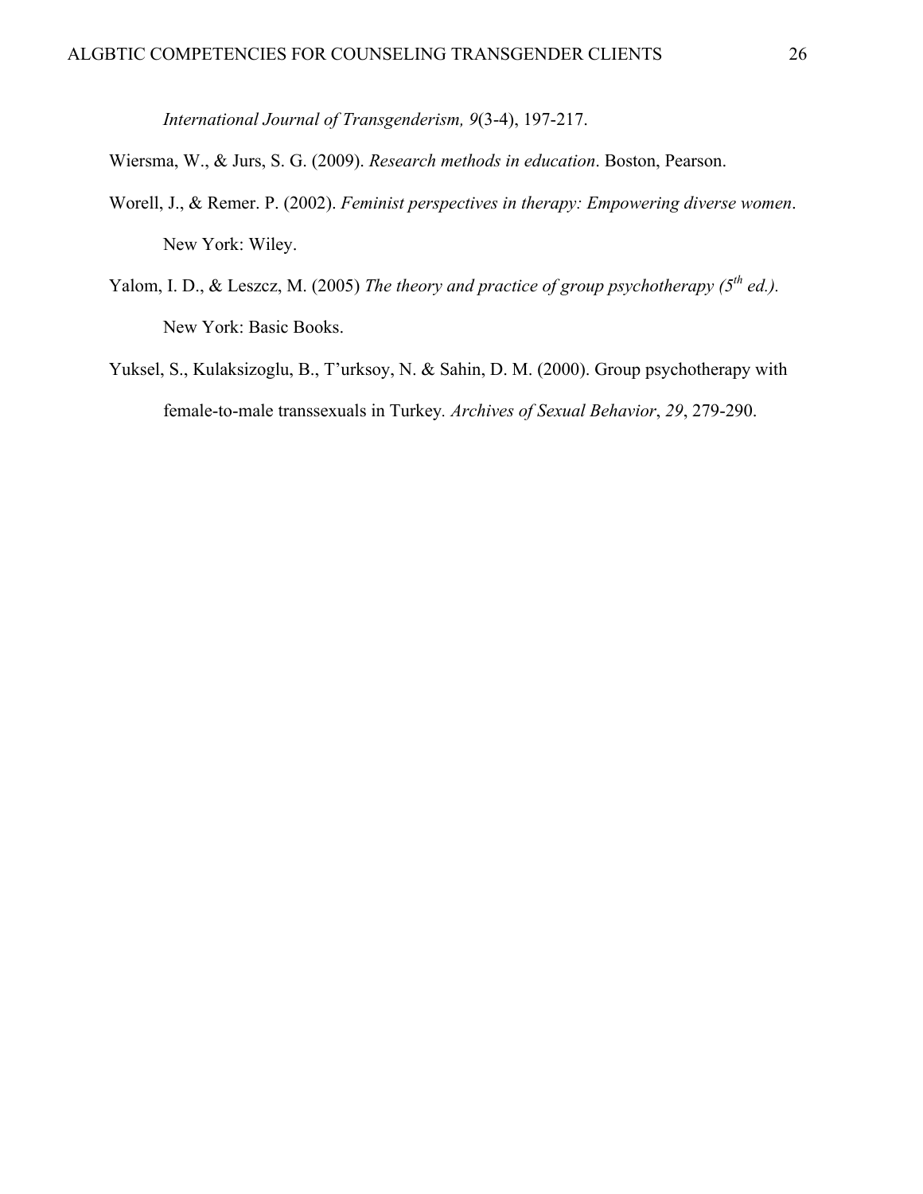*International Journal of Transgenderism, 9*(3-4), 197-217.

Wiersma, W., & Jurs, S. G. (2009). *Research methods in education*. Boston, Pearson.

Worell, J., & Remer. P. (2002). *Feminist perspectives in therapy: Empowering diverse women*. New York: Wiley.

Yalom, I. D., & Leszcz, M. (2005) *The theory and practice of group psychotherapy (5th ed.).* New York: Basic Books.

Yuksel, S., Kulaksizoglu, B., T'urksoy, N. & Sahin, D. M. (2000). Group psychotherapy with female-to-male transsexuals in Turkey. *Archives of Sexual Behavior*, *29*, 279-290.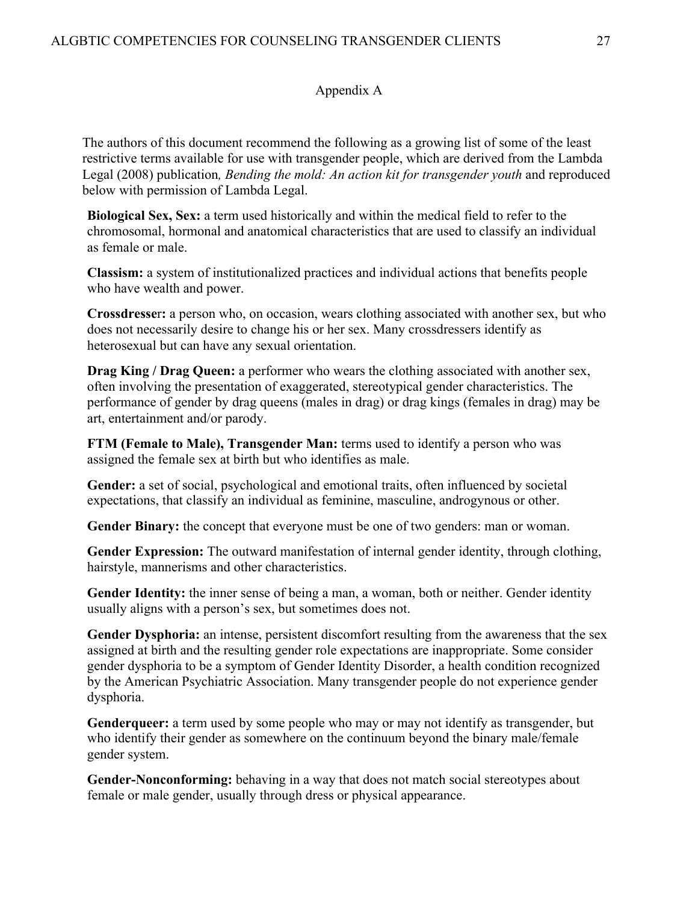## Appendix A

The authors of this document recommend the following as a growing list of some of the least restrictive terms available for use with transgender people, which are derived from the Lambda Legal (2008) publication*, Bending the mold: An action kit for transgender youth* and reproduced below with permission of Lambda Legal.

**Biological Sex, Sex:** a term used historically and within the medical field to refer to the chromosomal, hormonal and anatomical characteristics that are used to classify an individual as female or male.

**Classism:** a system of institutionalized practices and individual actions that benefits people who have wealth and power.

**Crossdresser:** a person who, on occasion, wears clothing associated with another sex, but who does not necessarily desire to change his or her sex. Many crossdressers identify as heterosexual but can have any sexual orientation.

**Drag King / Drag Queen:** a performer who wears the clothing associated with another sex, often involving the presentation of exaggerated, stereotypical gender characteristics. The performance of gender by drag queens (males in drag) or drag kings (females in drag) may be art, entertainment and/or parody.

**FTM (Female to Male), Transgender Man:** terms used to identify a person who was assigned the female sex at birth but who identifies as male.

**Gender:** a set of social, psychological and emotional traits, often influenced by societal expectations, that classify an individual as feminine, masculine, androgynous or other.

**Gender Binary:** the concept that everyone must be one of two genders: man or woman.

**Gender Expression:** The outward manifestation of internal gender identity, through clothing, hairstyle, mannerisms and other characteristics.

**Gender Identity:** the inner sense of being a man, a woman, both or neither. Gender identity usually aligns with a person's sex, but sometimes does not.

**Gender Dysphoria:** an intense, persistent discomfort resulting from the awareness that the sex assigned at birth and the resulting gender role expectations are inappropriate. Some consider gender dysphoria to be a symptom of Gender Identity Disorder, a health condition recognized by the American Psychiatric Association. Many transgender people do not experience gender dysphoria.

**Genderqueer:** a term used by some people who may or may not identify as transgender, but who identify their gender as somewhere on the continuum beyond the binary male/female gender system.

**Gender-Nonconforming:** behaving in a way that does not match social stereotypes about female or male gender, usually through dress or physical appearance.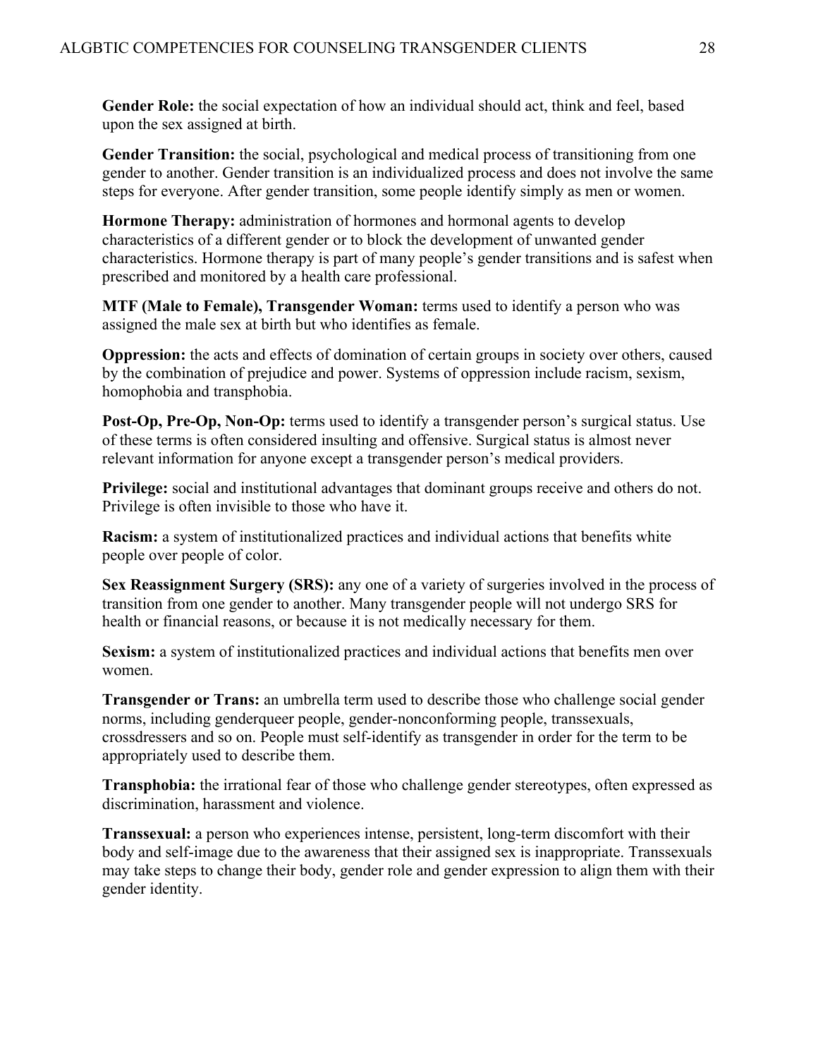**Gender Role:** the social expectation of how an individual should act, think and feel, based upon the sex assigned at birth.

**Gender Transition:** the social, psychological and medical process of transitioning from one gender to another. Gender transition is an individualized process and does not involve the same steps for everyone. After gender transition, some people identify simply as men or women.

**Hormone Therapy:** administration of hormones and hormonal agents to develop characteristics of a different gender or to block the development of unwanted gender characteristics. Hormone therapy is part of many people's gender transitions and is safest when prescribed and monitored by a health care professional.

**MTF (Male to Female), Transgender Woman:** terms used to identify a person who was assigned the male sex at birth but who identifies as female.

**Oppression:** the acts and effects of domination of certain groups in society over others, caused by the combination of prejudice and power. Systems of oppression include racism, sexism, homophobia and transphobia.

**Post-Op, Pre-Op, Non-Op:** terms used to identify a transgender person's surgical status. Use of these terms is often considered insulting and offensive. Surgical status is almost never relevant information for anyone except a transgender person's medical providers.

**Privilege:** social and institutional advantages that dominant groups receive and others do not. Privilege is often invisible to those who have it.

**Racism:** a system of institutionalized practices and individual actions that benefits white people over people of color.

**Sex Reassignment Surgery (SRS):** any one of a variety of surgeries involved in the process of transition from one gender to another. Many transgender people will not undergo SRS for health or financial reasons, or because it is not medically necessary for them.

**Sexism:** a system of institutionalized practices and individual actions that benefits men over women.

**Transgender or Trans:** an umbrella term used to describe those who challenge social gender norms, including genderqueer people, gender-nonconforming people, transsexuals, crossdressers and so on. People must self-identify as transgender in order for the term to be appropriately used to describe them.

**Transphobia:** the irrational fear of those who challenge gender stereotypes, often expressed as discrimination, harassment and violence.

**Transsexual:** a person who experiences intense, persistent, long-term discomfort with their body and self-image due to the awareness that their assigned sex is inappropriate. Transsexuals may take steps to change their body, gender role and gender expression to align them with their gender identity.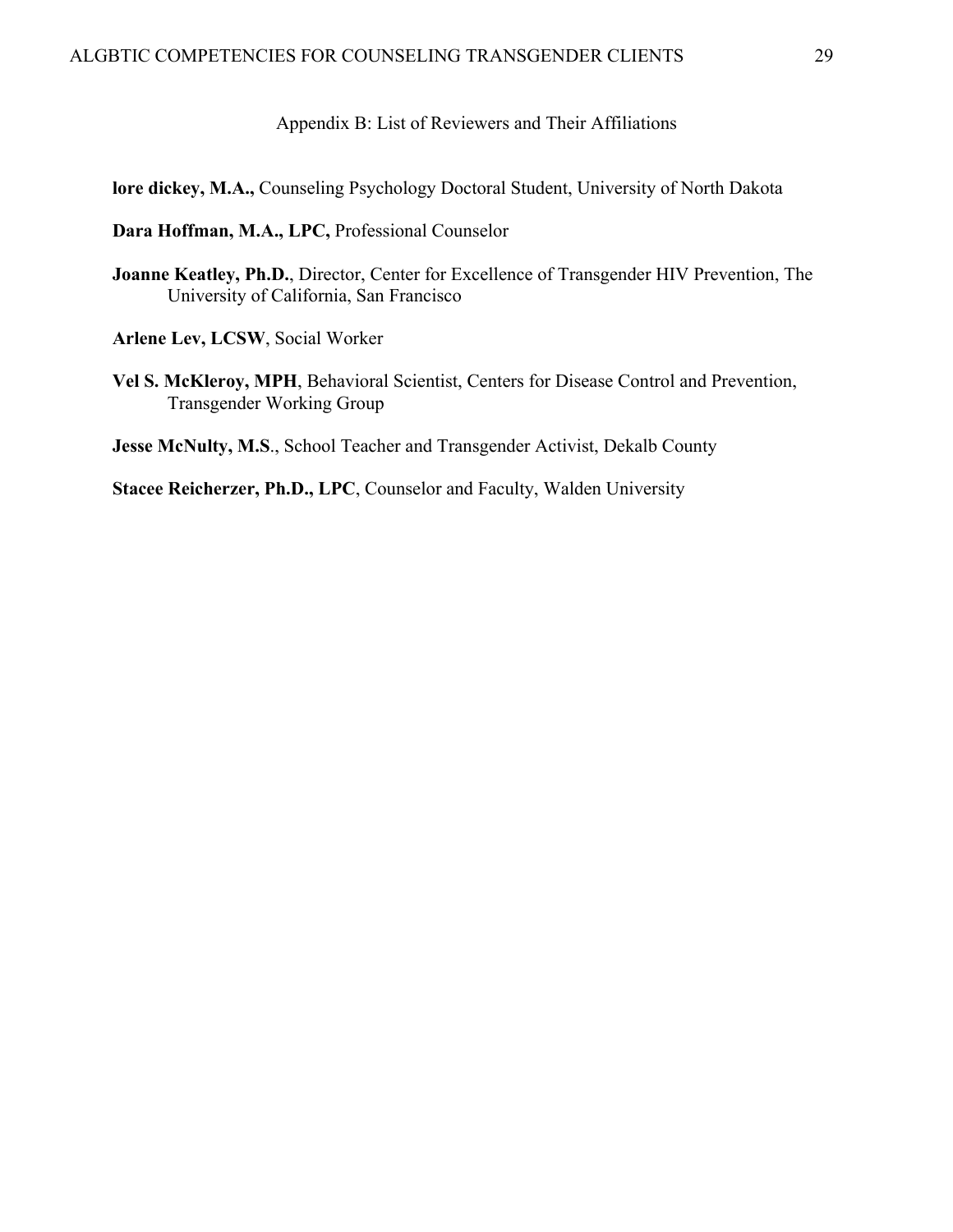## Appendix B: List of Reviewers and Their Affiliations

**lore dickey, M.A.,** Counseling Psychology Doctoral Student, University of North Dakota

**Dara Hoffman, M.A., LPC,** Professional Counselor

**Joanne Keatley, Ph.D.**, Director, Center for Excellence of Transgender HIV Prevention, The University of California, San Francisco

**Arlene Lev, LCSW**, Social Worker

**Vel S. McKleroy, MPH**, Behavioral Scientist, Centers for Disease Control and Prevention, Transgender Working Group

**Jesse McNulty, M.S**., School Teacher and Transgender Activist, Dekalb County

**Stacee Reicherzer, Ph.D., LPC**, Counselor and Faculty, Walden University